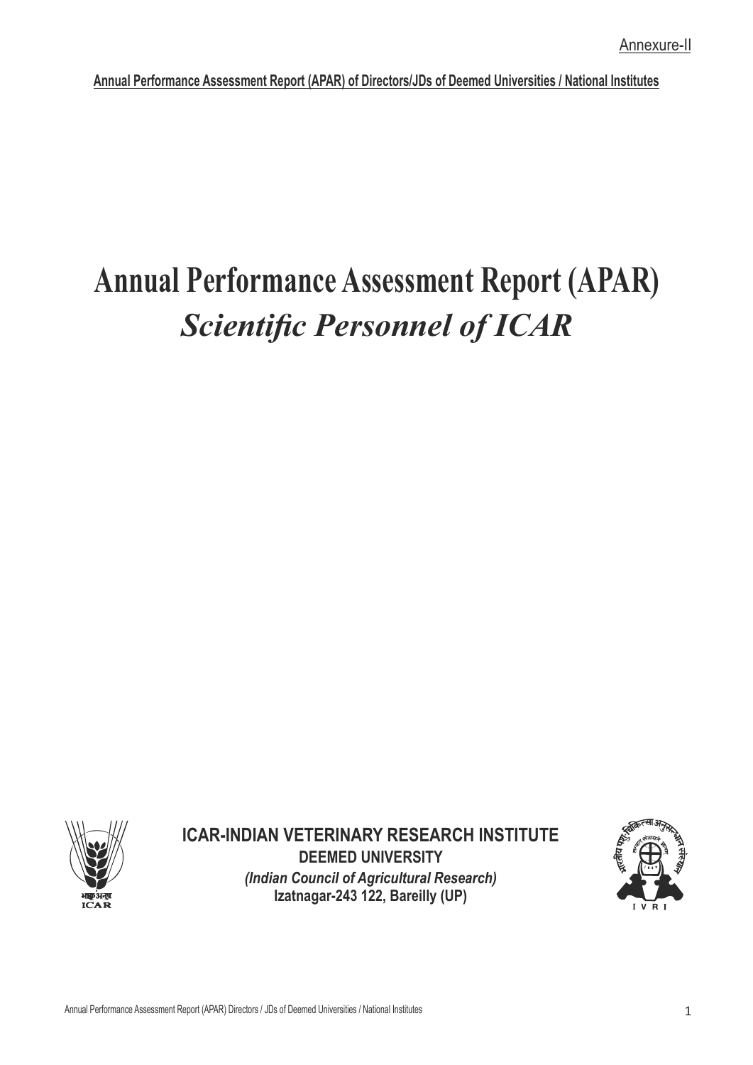Annexure-II

**Annual Performance Assessment Report (APAR) of Directors/JDs of Deemed Universities / National Institutes**

# Annual Performance Assessment Report (APAR)

## *Scientific Personnel of ICAR*

**ICAR-INDIAN VETERINARY RESEARCH INSTITUTE**

**DEEMED UNIVERSITY**

***(Indian Council of Agricultural Research)***

**Izatnagar-243 122, Bareilly (UP)**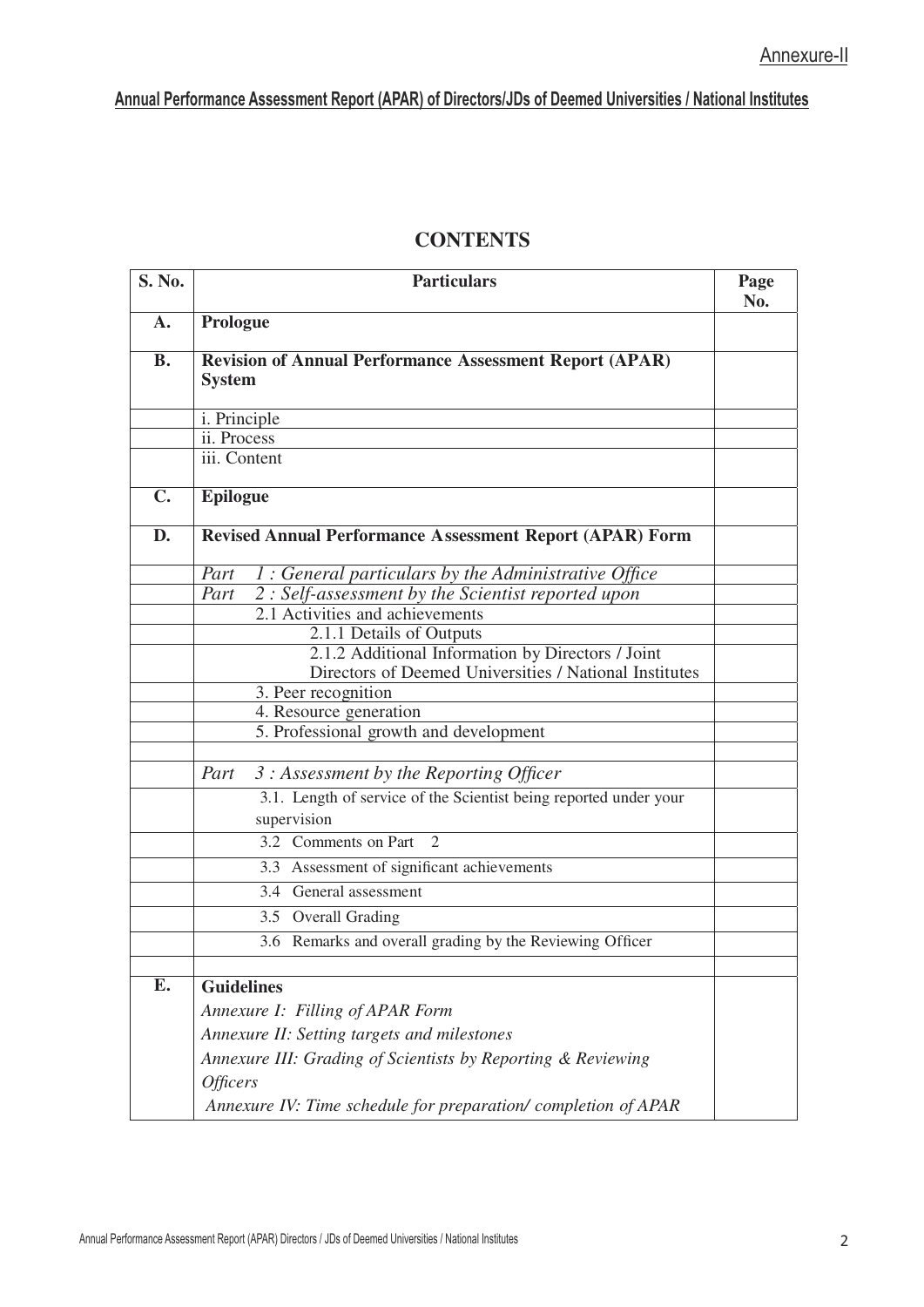Annexure-II

**Annual Performance Assessment Report (APAR) of Directors/JDs of Deemed Universities / National Institutes**

## CONTENTS

| S. No. | Particulars | Page No. |
|---|---|---|
| **A.** | **Prologue** | |
| **B.** | **Revision of Annual Performance Assessment Report (APAR) System** | |
| | i. Principle | |
| | ii. Process | |
| | iii. Content | |
| **C.** | **Epilogue** | |
| **D.** | **Revised Annual Performance Assessment Report (APAR) Form** | |
| | *Part 1 : General particulars by the Administrative Office* | |
| | *Part 2 : Self-assessment by the Scientist reported upon* | |
| | 2.1 Activities and achievements | |
| | 2.1.1 Details of Outputs | |
| | 2.1.2 Additional Information by Directors / Joint Directors of Deemed Universities / National Institutes | |
| | 3. Peer recognition | |
| | 4. Resource generation | |
| | 5. Professional growth and development | |
| | | |
| | *Part 3 : Assessment by the Reporting Officer* | |
| | 3.1. Length of service of the Scientist being reported under your supervision | |
| | 3.2 Comments on Part 2 | |
| | 3.3 Assessment of significant achievements | |
| | 3.4 General assessment | |
| | 3.5 Overall Grading | |
| | 3.6 Remarks and overall grading by the Reviewing Officer | |
| | | |
| **E.** | **Guidelines**<br>*Annexure I: Filling of APAR Form*<br>*Annexure II: Setting targets and milestones*<br>*Annexure III: Grading of Scientists by Reporting & Reviewing Officers*<br>*Annexure IV: Time schedule for preparation/ completion of APAR* | |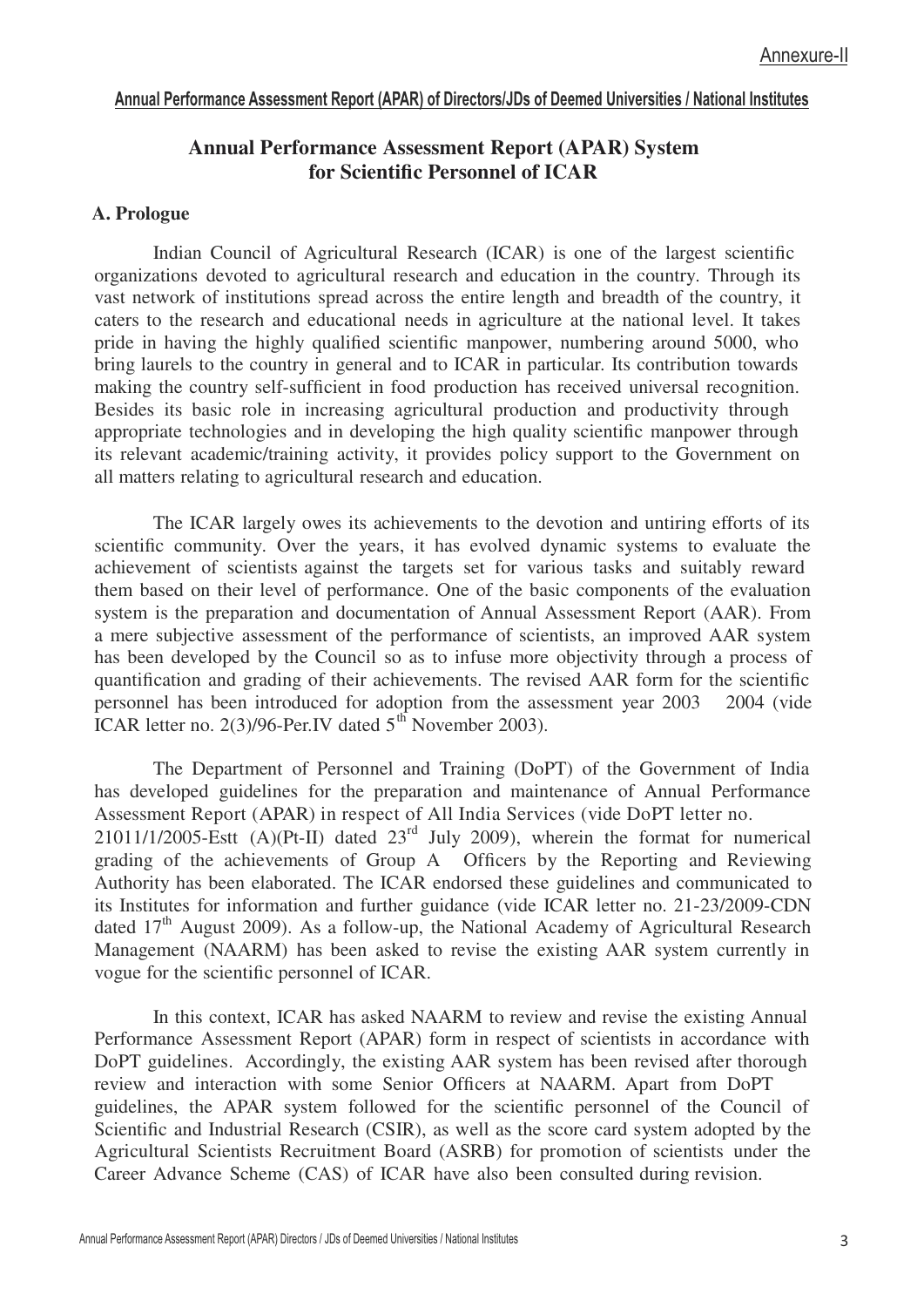Annexure-II

**Annual Performance Assessment Report (APAR) of Directors/JDs of Deemed Universities / National Institutes**

# Annual Performance Assessment Report (APAR) System for Scientific Personnel of ICAR

## A. Prologue

Indian Council of Agricultural Research (ICAR) is one of the largest scientific organizations devoted to agricultural research and education in the country. Through its vast network of institutions spread across the entire length and breadth of the country, it caters to the research and educational needs in agriculture at the national level. It takes pride in having the highly qualified scientific manpower, numbering around 5000, who bring laurels to the country in general and to ICAR in particular. Its contribution towards making the country self-sufficient in food production has received universal recognition. Besides its basic role in increasing agricultural production and productivity through appropriate technologies and in developing the high quality scientific manpower through its relevant academic/training activity, it provides policy support to the Government on all matters relating to agricultural research and education.

The ICAR largely owes its achievements to the devotion and untiring efforts of its scientific community. Over the years, it has evolved dynamic systems to evaluate the achievement of scientists against the targets set for various tasks and suitably reward them based on their level of performance. One of the basic components of the evaluation system is the preparation and documentation of Annual Assessment Report (AAR). From a mere subjective assessment of the performance of scientists, an improved AAR system has been developed by the Council so as to infuse more objectivity through a process of quantification and grading of their achievements. The revised AAR form for the scientific personnel has been introduced for adoption from the assessment year 2003 2004 (vide ICAR letter no. 2(3)/96-Per.IV dated 5th November 2003).

The Department of Personnel and Training (DoPT) of the Government of India has developed guidelines for the preparation and maintenance of Annual Performance Assessment Report (APAR) in respect of All India Services (vide DoPT letter no. 21011/1/2005-Estt (A)(Pt-II) dated 23rd July 2009), wherein the format for numerical grading of the achievements of Group A Officers by the Reporting and Reviewing Authority has been elaborated. The ICAR endorsed these guidelines and communicated to its Institutes for information and further guidance (vide ICAR letter no. 21-23/2009-CDN dated 17th August 2009). As a follow-up, the National Academy of Agricultural Research Management (NAARM) has been asked to revise the existing AAR system currently in vogue for the scientific personnel of ICAR.

In this context, ICAR has asked NAARM to review and revise the existing Annual Performance Assessment Report (APAR) form in respect of scientists in accordance with DoPT guidelines. Accordingly, the existing AAR system has been revised after thorough review and interaction with some Senior Officers at NAARM. Apart from DoPT guidelines, the APAR system followed for the scientific personnel of the Council of Scientific and Industrial Research (CSIR), as well as the score card system adopted by the Agricultural Scientists Recruitment Board (ASRB) for promotion of scientists under the Career Advance Scheme (CAS) of ICAR have also been consulted during revision.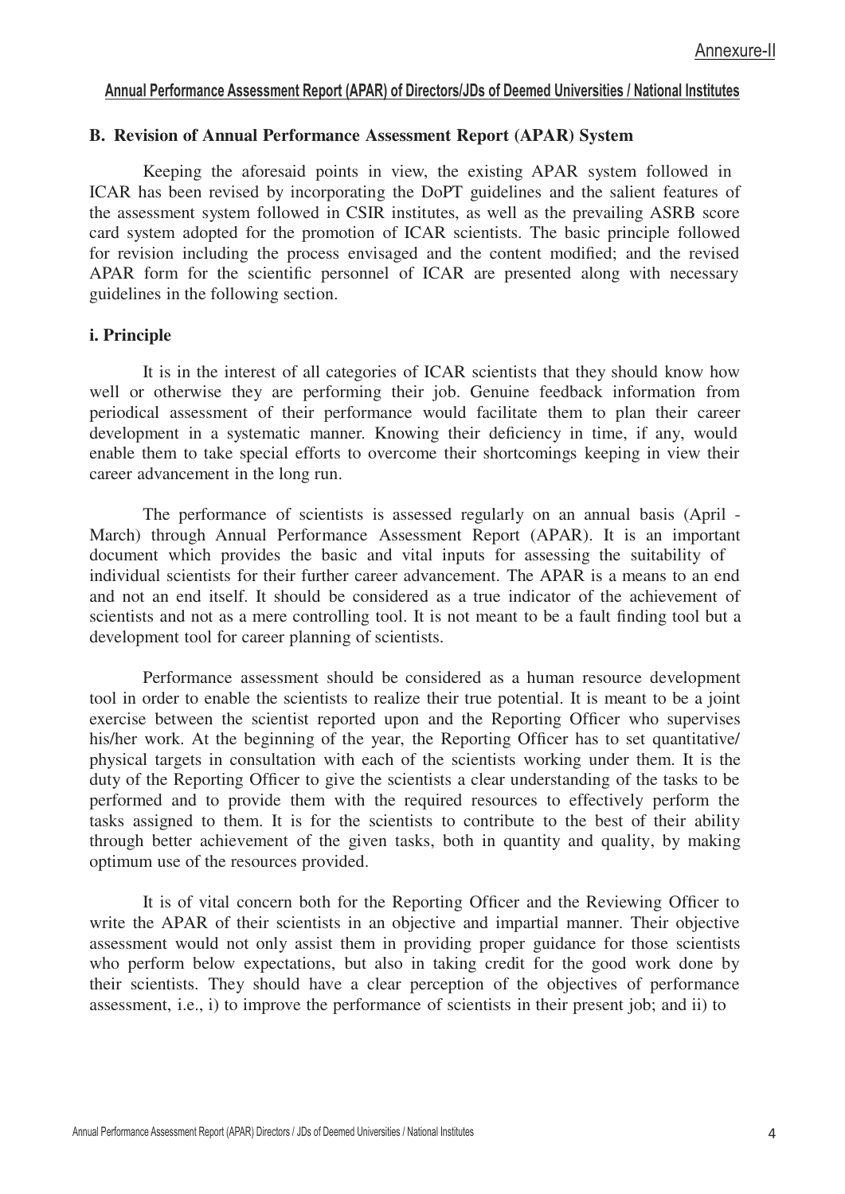Annexure-II

**Annual Performance Assessment Report (APAR) of Directors/JDs of Deemed Universities / National Institutes**

### B. Revision of Annual Performance Assessment Report (APAR) System

Keeping the aforesaid points in view, the existing APAR system followed in ICAR has been revised by incorporating the DoPT guidelines and the salient features of the assessment system followed in CSIR institutes, as well as the prevailing ASRB score card system adopted for the promotion of ICAR scientists. The basic principle followed for revision including the process envisaged and the content modified; and the revised APAR form for the scientific personnel of ICAR are presented along with necessary guidelines in the following section.

#### i. Principle

It is in the interest of all categories of ICAR scientists that they should know how well or otherwise they are performing their job. Genuine feedback information from periodical assessment of their performance would facilitate them to plan their career development in a systematic manner. Knowing their deficiency in time, if any, would enable them to take special efforts to overcome their shortcomings keeping in view their career advancement in the long run.

The performance of scientists is assessed regularly on an annual basis (April - March) through Annual Performance Assessment Report (APAR). It is an important document which provides the basic and vital inputs for assessing the suitability of individual scientists for their further career advancement. The APAR is a means to an end and not an end itself. It should be considered as a true indicator of the achievement of scientists and not as a mere controlling tool. It is not meant to be a fault finding tool but a development tool for career planning of scientists.

Performance assessment should be considered as a human resource development tool in order to enable the scientists to realize their true potential. It is meant to be a joint exercise between the scientist reported upon and the Reporting Officer who supervises his/her work. At the beginning of the year, the Reporting Officer has to set quantitative/ physical targets in consultation with each of the scientists working under them. It is the duty of the Reporting Officer to give the scientists a clear understanding of the tasks to be performed and to provide them with the required resources to effectively perform the tasks assigned to them. It is for the scientists to contribute to the best of their ability through better achievement of the given tasks, both in quantity and quality, by making optimum use of the resources provided.

It is of vital concern both for the Reporting Officer and the Reviewing Officer to write the APAR of their scientists in an objective and impartial manner. Their objective assessment would not only assist them in providing proper guidance for those scientists who perform below expectations, but also in taking credit for the good work done by their scientists. They should have a clear perception of the objectives of performance assessment, i.e., i) to improve the performance of scientists in their present job; and ii) to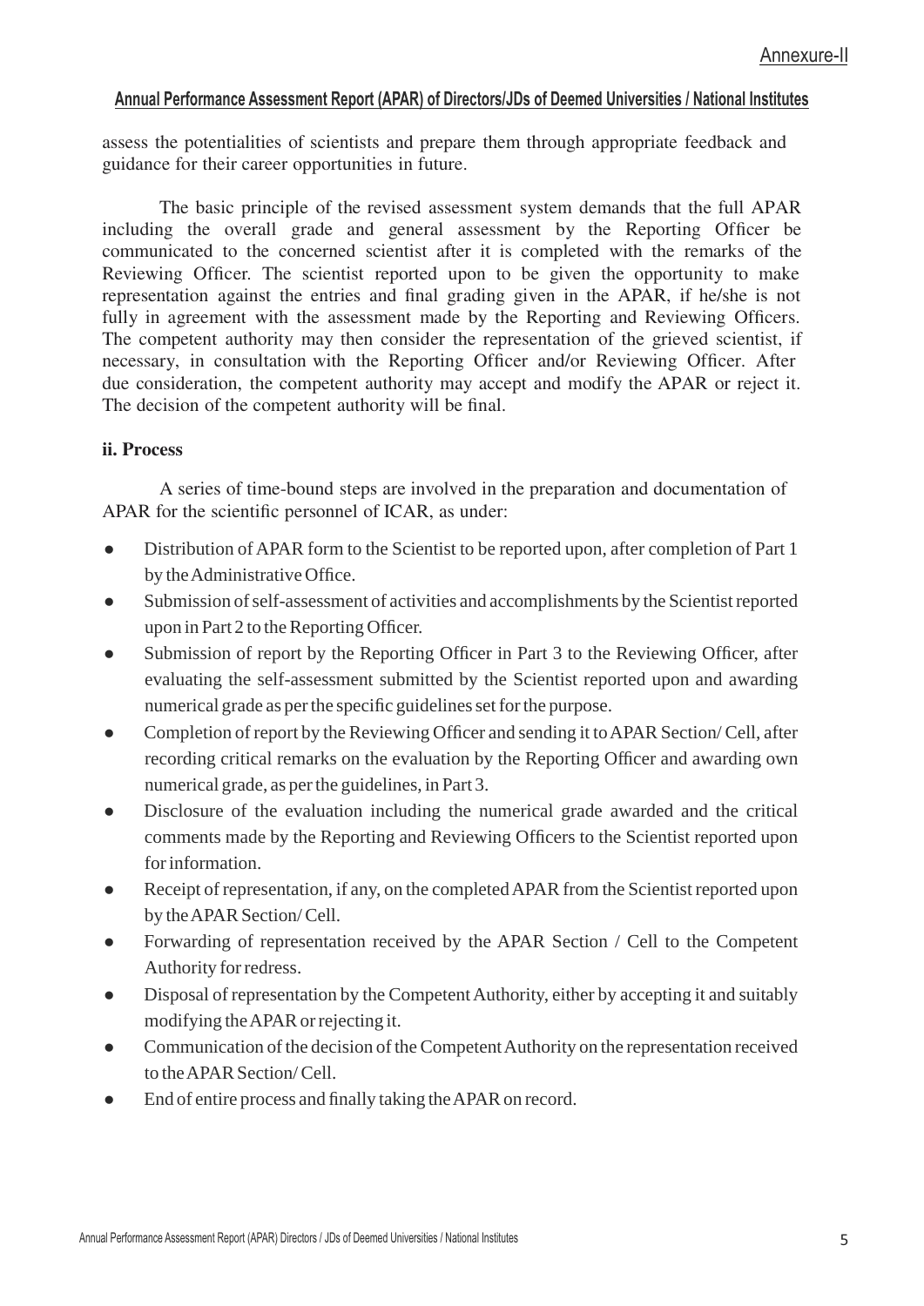assess the potentialities of scientists and prepare them through appropriate feedback and guidance for their career opportunities in future.

The basic principle of the revised assessment system demands that the full APAR including the overall grade and general assessment by the Reporting Officer be communicated to the concerned scientist after it is completed with the remarks of the Reviewing Officer. The scientist reported upon to be given the opportunity to make representation against the entries and final grading given in the APAR, if he/she is not fully in agreement with the assessment made by the Reporting and Reviewing Officers. The competent authority may then consider the representation of the grieved scientist, if necessary, in consultation with the Reporting Officer and/or Reviewing Officer. After due consideration, the competent authority may accept and modify the APAR or reject it. The decision of the competent authority will be final.

### ii. Process

A series of time-bound steps are involved in the preparation and documentation of APAR for the scientific personnel of ICAR, as under:

- Distribution of APAR form to the Scientist to be reported upon, after completion of Part 1 by the Administrative Office.
- Submission of self-assessment of activities and accomplishments by the Scientist reported upon in Part 2 to the Reporting Officer.
- Submission of report by the Reporting Officer in Part 3 to the Reviewing Officer, after evaluating the self-assessment submitted by the Scientist reported upon and awarding numerical grade as per the specific guidelines set for the purpose.
- Completion of report by the Reviewing Officer and sending it to APAR Section/ Cell, after recording critical remarks on the evaluation by the Reporting Officer and awarding own numerical grade, as per the guidelines, in Part 3.
- Disclosure of the evaluation including the numerical grade awarded and the critical comments made by the Reporting and Reviewing Officers to the Scientist reported upon for information.
- Receipt of representation, if any, on the completed APAR from the Scientist reported upon by the APAR Section/ Cell.
- Forwarding of representation received by the APAR Section / Cell to the Competent Authority for redress.
- Disposal of representation by the Competent Authority, either by accepting it and suitably modifying the APAR or rejecting it.
- Communication of the decision of the Competent Authority on the representation received to the APAR Section/ Cell.
- End of entire process and finally taking the APAR on record.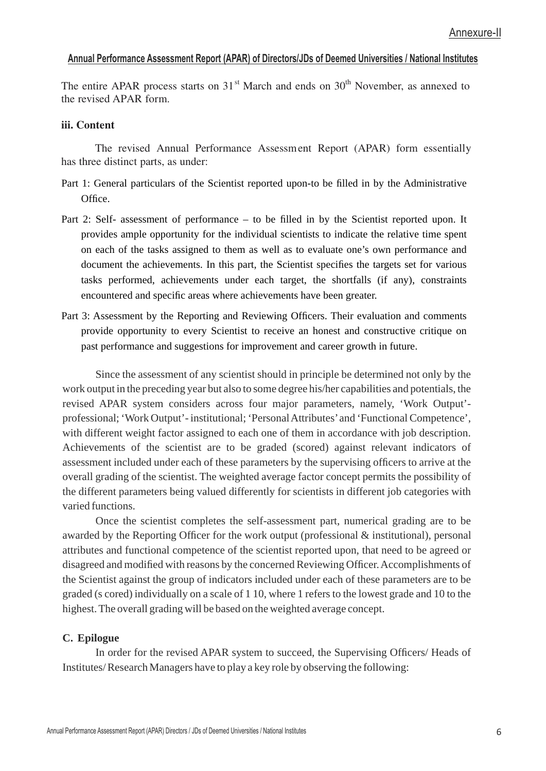Annexure-II

**Annual Performance Assessment Report (APAR) of Directors/JDs of Deemed Universities / National Institutes**

The entire APAR process starts on 31st March and ends on 30th November, as annexed to the revised APAR form.

**iii. Content**

The revised Annual Performance Assessment Report (APAR) form essentially has three distinct parts, as under:

Part 1: General particulars of the Scientist reported upon-to be filled in by the Administrative Office.

Part 2: Self- assessment of performance – to be filled in by the Scientist reported upon. It provides ample opportunity for the individual scientists to indicate the relative time spent on each of the tasks assigned to them as well as to evaluate one's own performance and document the achievements. In this part, the Scientist specifies the targets set for various tasks performed, achievements under each target, the shortfalls (if any), constraints encountered and specific areas where achievements have been greater.

Part 3: Assessment by the Reporting and Reviewing Officers. Their evaluation and comments provide opportunity to every Scientist to receive an honest and constructive critique on past performance and suggestions for improvement and career growth in future.

Since the assessment of any scientist should in principle be determined not only by the work output in the preceding year but also to some degree his/her capabilities and potentials, the revised APAR system considers across four major parameters, namely, 'Work Output'-professional; 'Work Output'- institutional; 'Personal Attributes' and 'Functional Competence', with different weight factor assigned to each one of them in accordance with job description. Achievements of the scientist are to be graded (scored) against relevant indicators of assessment included under each of these parameters by the supervising officers to arrive at the overall grading of the scientist. The weighted average factor concept permits the possibility of the different parameters being valued differently for scientists in different job categories with varied functions.

Once the scientist completes the self-assessment part, numerical grading are to be awarded by the Reporting Officer for the work output (professional & institutional), personal attributes and functional competence of the scientist reported upon, that need to be agreed or disagreed and modified with reasons by the concerned Reviewing Officer. Accomplishments of the Scientist against the group of indicators included under each of these parameters are to be graded (s cored) individually on a scale of 1 10, where 1 refers to the lowest grade and 10 to the highest. The overall grading will be based on the weighted average concept.

**C. Epilogue**

In order for the revised APAR system to succeed, the Supervising Officers/ Heads of Institutes/ Research Managers have to play a key role by observing the following: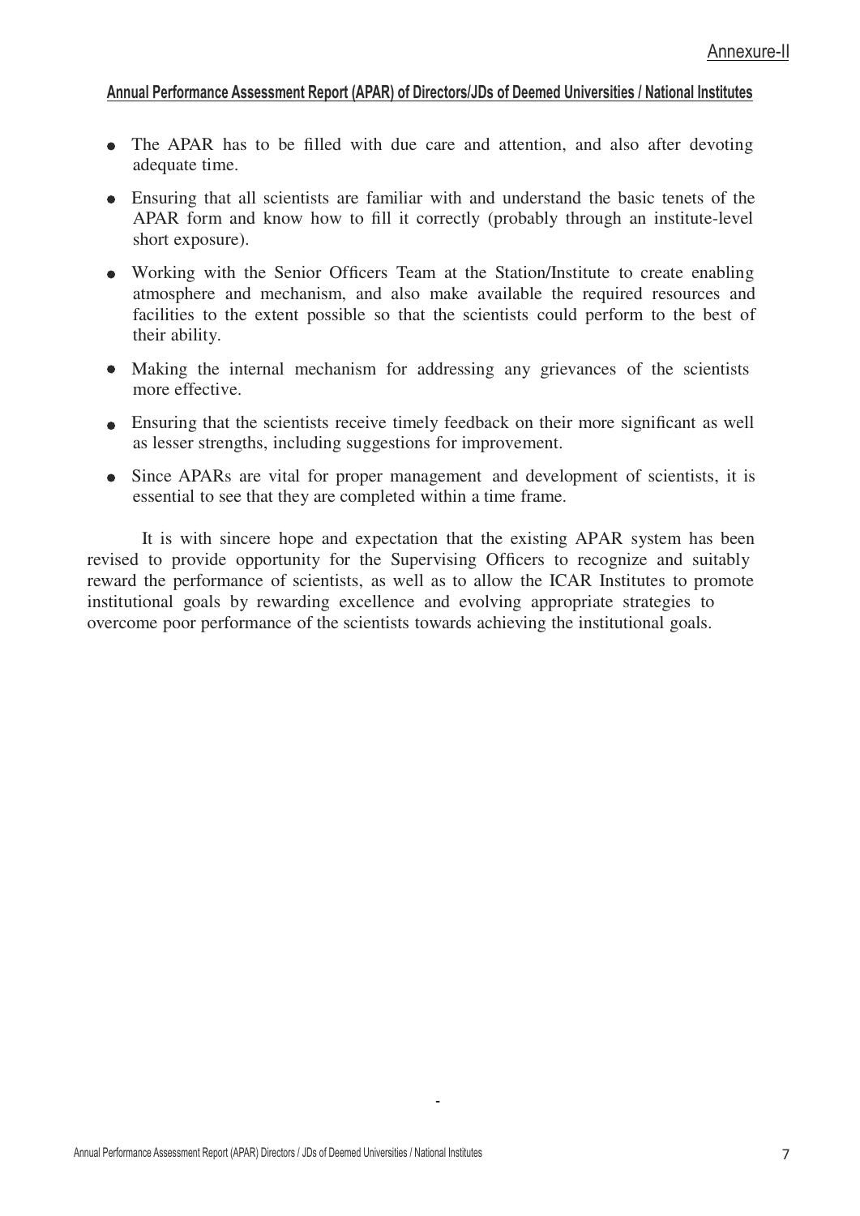Annexure-II

**Annual Performance Assessment Report (APAR) of Directors/JDs of Deemed Universities / National Institutes**

- The APAR has to be filled with due care and attention, and also after devoting adequate time.
- Ensuring that all scientists are familiar with and understand the basic tenets of the APAR form and know how to fill it correctly (probably through an institute-level short exposure).
- Working with the Senior Officers Team at the Station/Institute to create enabling atmosphere and mechanism, and also make available the required resources and facilities to the extent possible so that the scientists could perform to the best of their ability.
- Making the internal mechanism for addressing any grievances of the scientists more effective.
- Ensuring that the scientists receive timely feedback on their more significant as well as lesser strengths, including suggestions for improvement.
- Since APARs are vital for proper management and development of scientists, it is essential to see that they are completed within a time frame.

It is with sincere hope and expectation that the existing APAR system has been revised to provide opportunity for the Supervising Officers to recognize and suitably reward the performance of scientists, as well as to allow the ICAR Institutes to promote institutional goals by rewarding excellence and evolving appropriate strategies to overcome poor performance of the scientists towards achieving the institutional goals.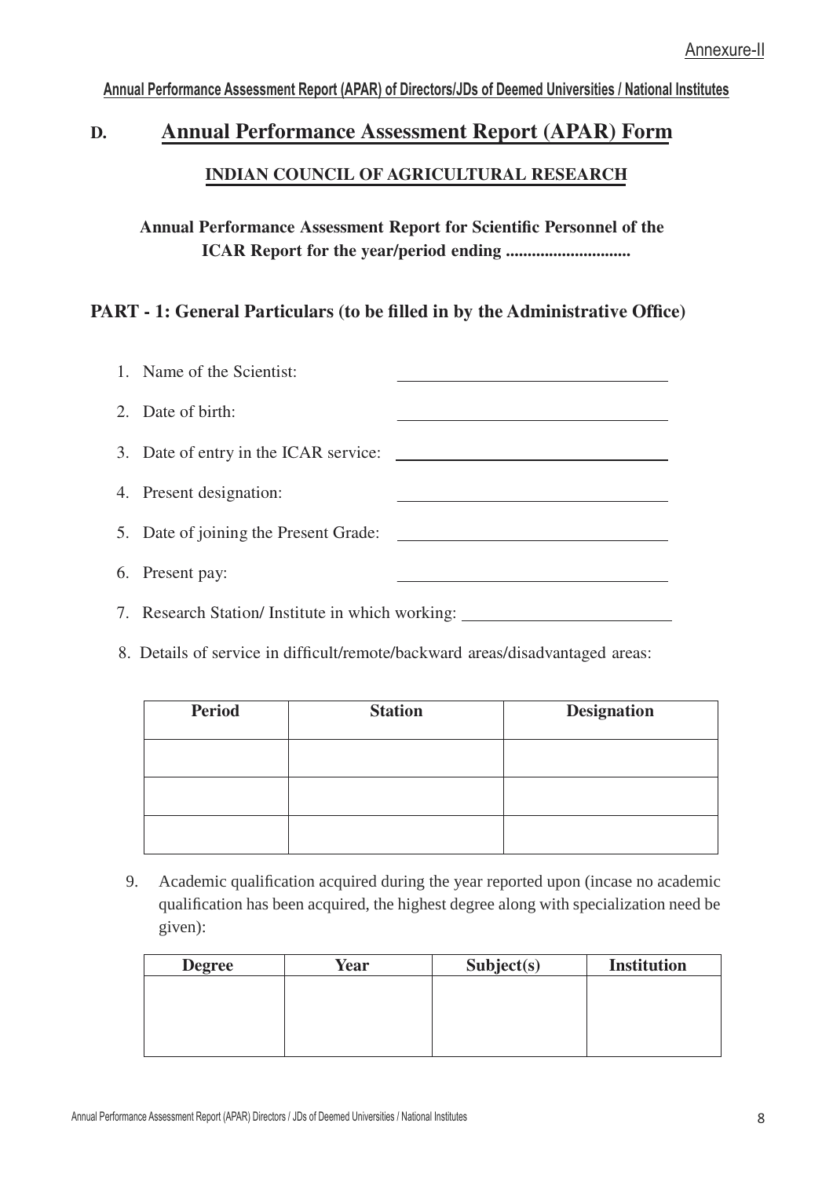Annexure-II

**Annual Performance Assessment Report (APAR) of Directors/JDs of Deemed Universities / National Institutes**

## D. Annual Performance Assessment Report (APAR) Form

### INDIAN COUNCIL OF AGRICULTURAL RESEARCH

**Annual Performance Assessment Report for Scientific Personnel of the ICAR Report for the year/period ending ............................**

### PART - 1: General Particulars (to be filled in by the Administrative Office)

1. Name of the Scientist: ______________________________
2. Date of birth: ______________________________
3. Date of entry in the ICAR service: ______________________________
4. Present designation: ______________________________
5. Date of joining the Present Grade: ______________________________
6. Present pay: ______________________________
7. Research Station/ Institute in which working: ______________________
8. Details of service in difficult/remote/backward areas/disadvantaged areas:

| Period | Station | Designation |
|---|---|---|
| | | |
| | | |
| | | |

9. Academic qualification acquired during the year reported upon (incase no academic qualification has been acquired, the highest degree along with specialization need be given):

| Degree | Year | Subject(s) | Institution |
|---|---|---|---|
| | | | |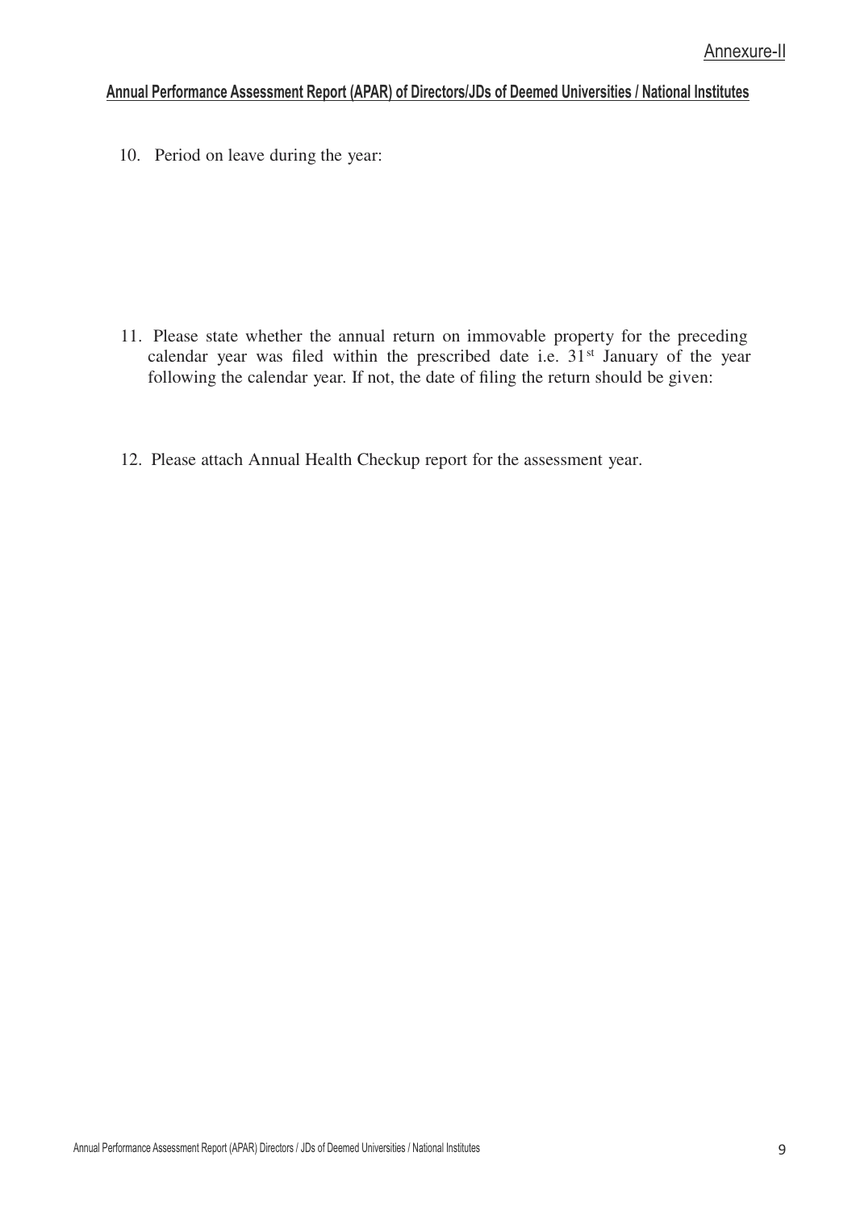Annexure-II

**Annual Performance Assessment Report (APAR) of Directors/JDs of Deemed Universities / National Institutes**

10. Period on leave during the year:

11. Please state whether the annual return on immovable property for the preceding calendar year was filed within the prescribed date i.e. 31st January of the year following the calendar year. If not, the date of filing the return should be given:

12. Please attach Annual Health Checkup report for the assessment year.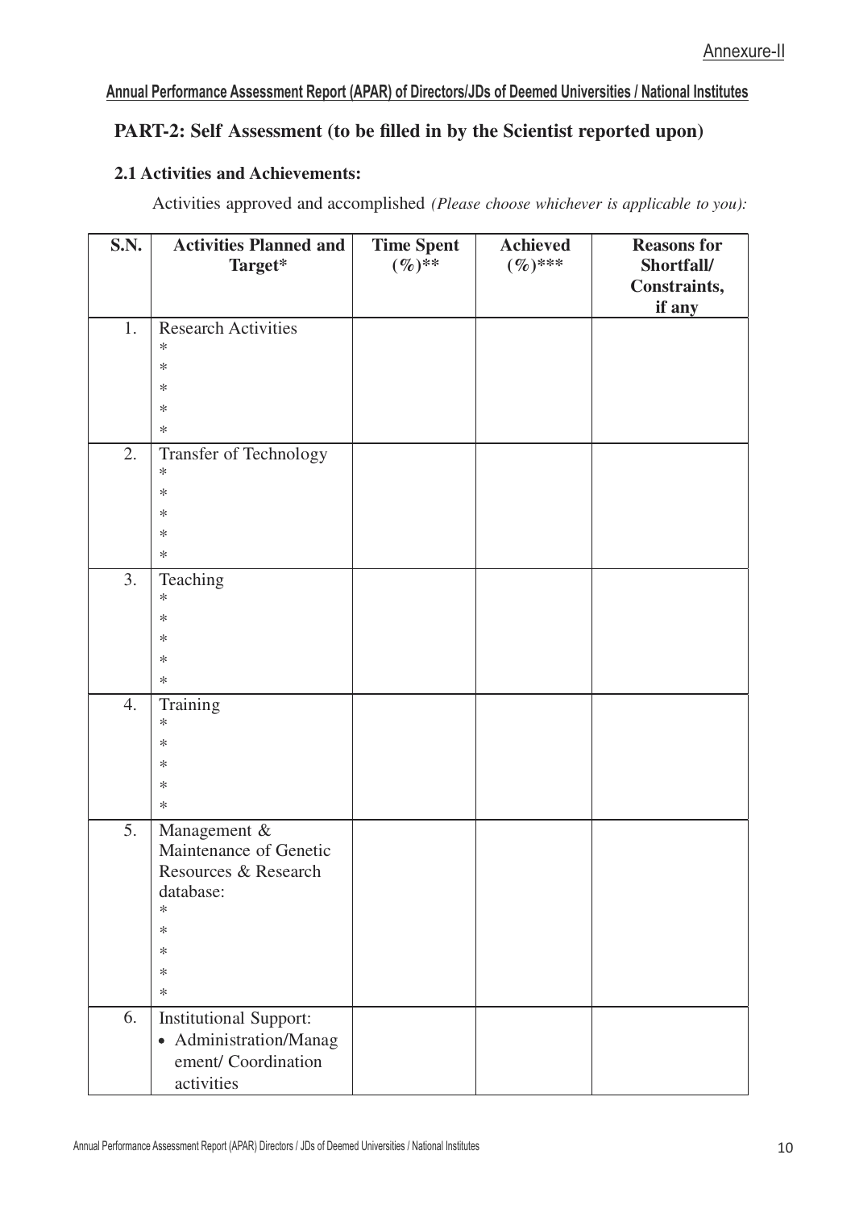Annexure-II

**Annual Performance Assessment Report (APAR) of Directors/JDs of Deemed Universities / National Institutes**

## PART-2: Self Assessment (to be filled in by the Scientist reported upon)

### 2.1 Activities and Achievements:

Activities approved and accomplished *(Please choose whichever is applicable to you):*

| S.N. | Activities Planned and Target* | Time Spent (%)** | Achieved (%)*** | Reasons for Shortfall/ Constraints, if any |
|---|---|---|---|---|
| 1. | Research Activities<br>*<br>*<br>*<br>*<br>* | | | |
| 2. | Transfer of Technology<br>*<br>*<br>*<br>*<br>* | | | |
| 3. | Teaching<br>*<br>*<br>*<br>*<br>* | | | |
| 4. | Training<br>*<br>*<br>*<br>*<br>* | | | |
| 5. | Management & Maintenance of Genetic Resources & Research database:<br>*<br>*<br>*<br>*<br>* | | | |
| 6. | Institutional Support:<br>• Administration/Management/ Coordination activities | | | |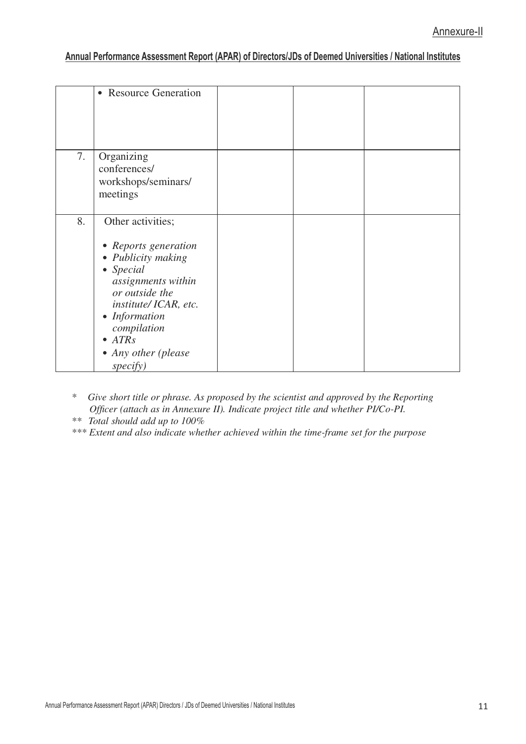Annexure-II

**Annual Performance Assessment Report (APAR) of Directors/JDs of Deemed Universities / National Institutes**

| | | | | |
|---|---|---|---|---|
| | • Resource Generation | | | |
| 7. | Organizing conferences/ workshops/seminars/ meetings | | | |
| 8. | Other activities;<br><br>• *Reports generation*<br>• *Publicity making*<br>• *Special assignments within or outside the institute/ ICAR, etc.*<br>• *Information compilation*<br>• *ATRs*<br>• *Any other (please specify)* | | | |

\* *Give short title or phrase. As proposed by the scientist and approved by the Reporting Officer (attach as in Annexure II). Indicate project title and whether PI/Co-PI.*

\*\* *Total should add up to 100%*

\*\*\* *Extent and also indicate whether achieved within the time-frame set for the purpose*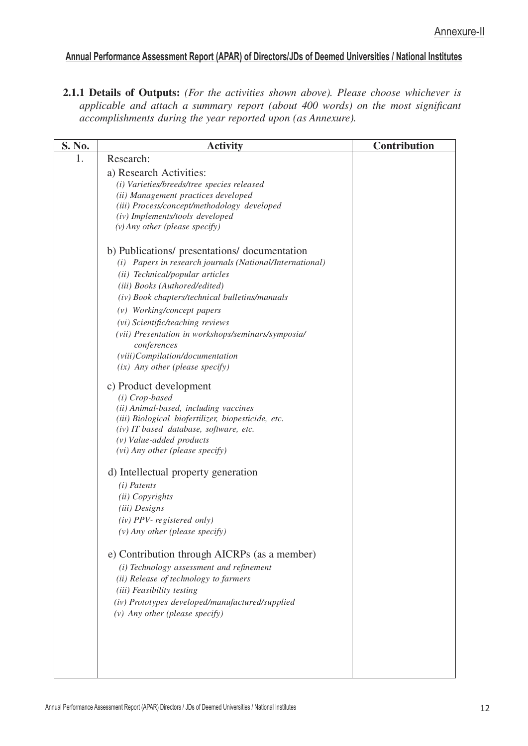Annexure-II

**Annual Performance Assessment Report (APAR) of Directors/JDs of Deemed Universities / National Institutes**

**2.1.1 Details of Outputs:** *(For the activities shown above). Please choose whichever is applicable and attach a summary report (about 400 words) on the most significant accomplishments during the year reported upon (as Annexure).*

| S. No. | Activity | Contribution |
|---|---|---|
| 1. | Research: | |
| | a) Research Activities:<br>*(i) Varieties/breeds/tree species released*<br>*(ii) Management practices developed*<br>*(iii) Process/concept/methodology developed*<br>*(iv) Implements/tools developed*<br>*(v) Any other (please specify)* | |
| | b) Publications/ presentations/ documentation<br>*(i) Papers in research journals (National/International)*<br>*(ii) Technical/popular articles*<br>*(iii) Books (Authored/edited)*<br>*(iv) Book chapters/technical bulletins/manuals*<br>*(v) Working/concept papers*<br>*(vi) Scientific/teaching reviews*<br>*(vii) Presentation in workshops/seminars/symposia/ conferences*<br>*(viii) Compilation/documentation*<br>*(ix) Any other (please specify)* | |
| | c) Product development<br>*(i) Crop-based*<br>*(ii) Animal-based, including vaccines*<br>*(iii) Biological biofertilizer, biopesticide, etc.*<br>*(iv) IT based database, software, etc.*<br>*(v) Value-added products*<br>*(vi) Any other (please specify)* | |
| | d) Intellectual property generation<br>*(i) Patents*<br>*(ii) Copyrights*<br>*(iii) Designs*<br>*(iv) PPV- registered only)*<br>*(v) Any other (please specify)* | |
| | e) Contribution through AICRPs (as a member)<br>*(i) Technology assessment and refinement*<br>*(ii) Release of technology to farmers*<br>*(iii) Feasibility testing*<br>*(iv) Prototypes developed/manufactured/supplied*<br>*(v) Any other (please specify)* | |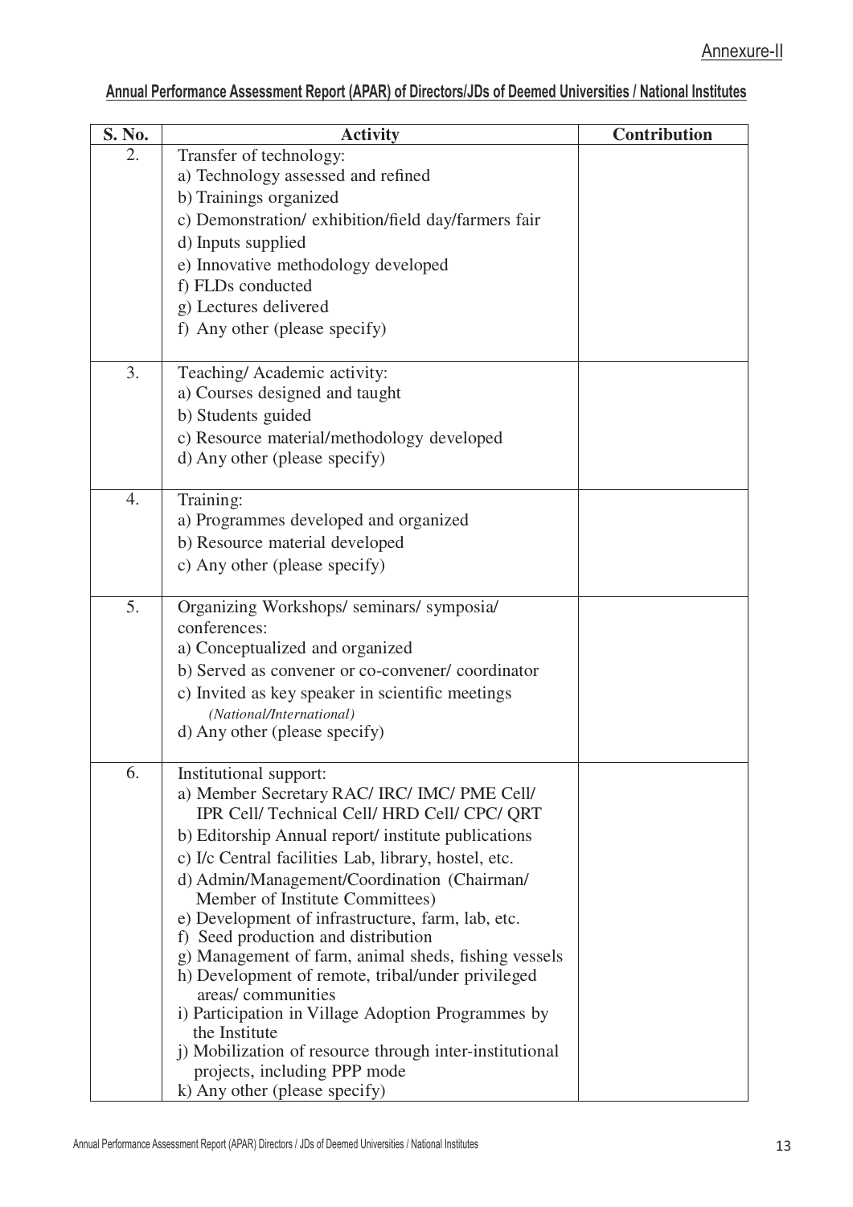Annexure-II

**Annual Performance Assessment Report (APAR) of Directors/JDs of Deemed Universities / National Institutes**

| S. No. | Activity | Contribution |
|---|---|---|
| 2. | Transfer of technology:<br>a) Technology assessed and refined<br>b) Trainings organized<br>c) Demonstration/ exhibition/field day/farmers fair<br>d) Inputs supplied<br>e) Innovative methodology developed<br>f) FLDs conducted<br>g) Lectures delivered<br>f) Any other (please specify) | |
| 3. | Teaching/ Academic activity:<br>a) Courses designed and taught<br>b) Students guided<br>c) Resource material/methodology developed<br>d) Any other (please specify) | |
| 4. | Training:<br>a) Programmes developed and organized<br>b) Resource material developed<br>c) Any other (please specify) | |
| 5. | Organizing Workshops/ seminars/ symposia/ conferences:<br>a) Conceptualized and organized<br>b) Served as convener or co-convener/ coordinator<br>c) Invited as key speaker in scientific meetings *(National/International)*<br>d) Any other (please specify) | |
| 6. | Institutional support:<br>a) Member Secretary RAC/ IRC/ IMC/ PME Cell/ IPR Cell/ Technical Cell/ HRD Cell/ CPC/ QRT<br>b) Editorship Annual report/ institute publications<br>c) I/c Central facilities Lab, library, hostel, etc.<br>d) Admin/Management/Coordination (Chairman/ Member of Institute Committees)<br>e) Development of infrastructure, farm, lab, etc.<br>f) Seed production and distribution<br>g) Management of farm, animal sheds, fishing vessels<br>h) Development of remote, tribal/under privileged areas/ communities<br>i) Participation in Village Adoption Programmes by the Institute<br>j) Mobilization of resource through inter-institutional projects, including PPP mode<br>k) Any other (please specify) | |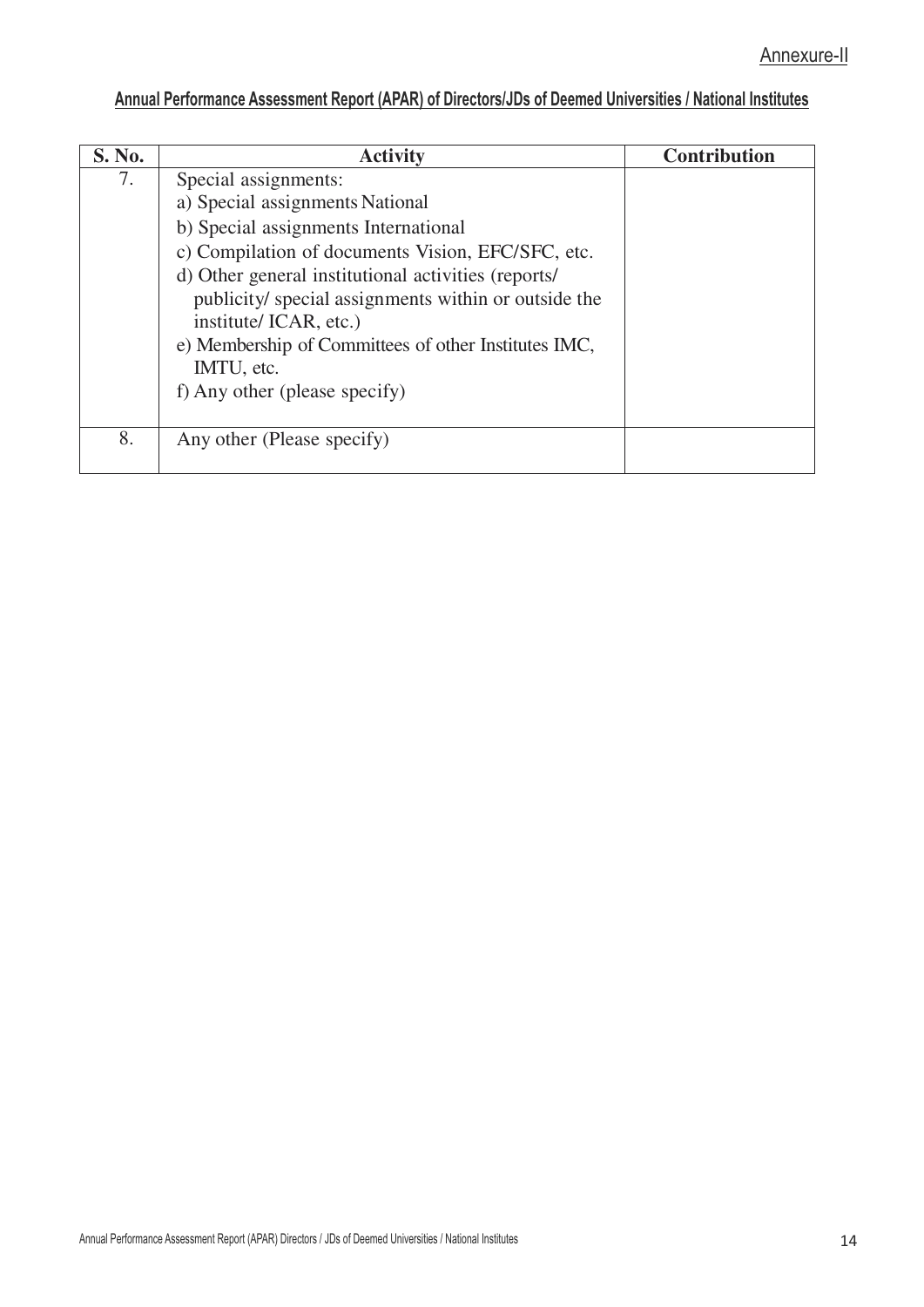Annexure-II

**Annual Performance Assessment Report (APAR) of Directors/JDs of Deemed Universities / National Institutes**

| S. No. | Activity | Contribution |
|---|---|---|
| 7. | Special assignments:<br>a) Special assignments National<br>b) Special assignments International<br>c) Compilation of documents Vision, EFC/SFC, etc.<br>d) Other general institutional activities (reports/ publicity/ special assignments within or outside the institute/ ICAR, etc.)<br>e) Membership of Committees of other Institutes IMC, IMTU, etc.<br>f) Any other (please specify) | |
| 8. | Any other (Please specify) | |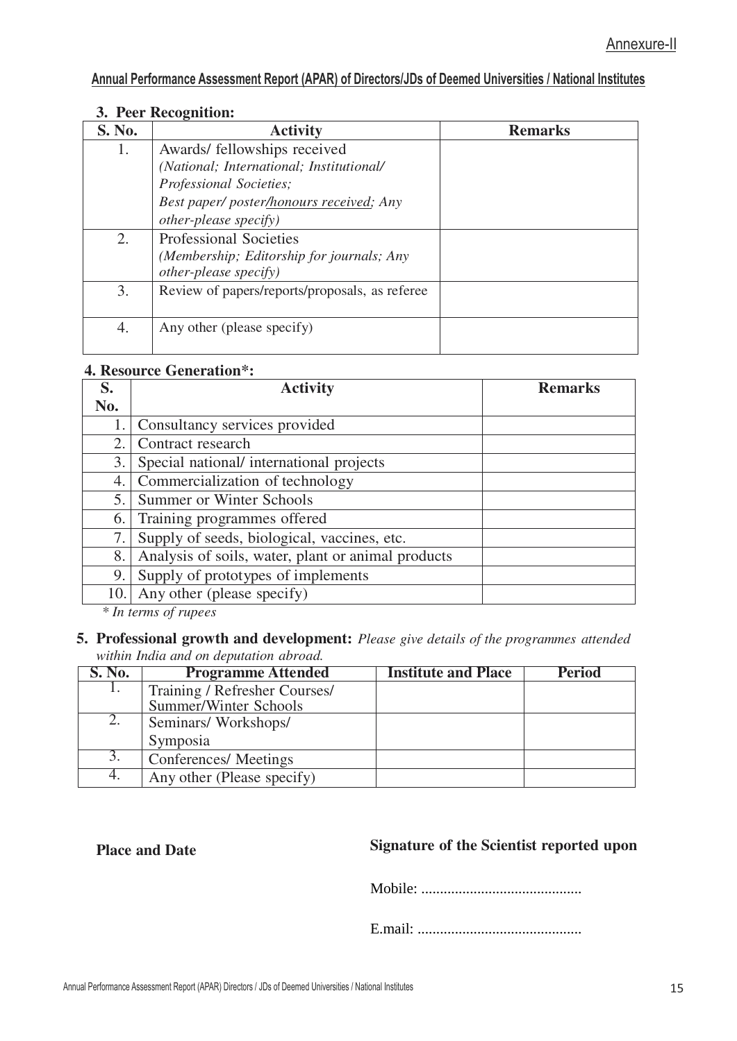Annexure-II

**Annual Performance Assessment Report (APAR) of Directors/JDs of Deemed Universities / National Institutes**

**3. Peer Recognition:**

| S. No. | Activity | Remarks |
|---|---|---|
| 1. | Awards/ fellowships received *(National; International; Institutional/ Professional Societies; Best paper/ poster/honours received; Any other-please specify)* | |
| 2. | Professional Societies *(Membership; Editorship for journals; Any other-please specify)* | |
| 3. | Review of papers/reports/proposals, as referee | |
| 4. | Any other (please specify) | |

**4. Resource Generation*:**

| S. No. | Activity | Remarks |
|---|---|---|
| 1. | Consultancy services provided | |
| 2. | Contract research | |
| 3. | Special national/ international projects | |
| 4. | Commercialization of technology | |
| 5. | Summer or Winter Schools | |
| 6. | Training programmes offered | |
| 7. | Supply of seeds, biological, vaccines, etc. | |
| 8. | Analysis of soils, water, plant or animal products | |
| 9. | Supply of prototypes of implements | |
| 10. | Any other (please specify) | |

*\* In terms of rupees*

**5. Professional growth and development:** *Please give details of the programmes attended within India and on deputation abroad.*

| S. No. | Programme Attended | Institute and Place | Period |
|---|---|---|---|
| 1. | Training / Refresher Courses/ Summer/Winter Schools | | |
| 2. | Seminars/ Workshops/ Symposia | | |
| 3. | Conferences/ Meetings | | |
| 4. | Any other (Please specify) | | |

**Place and Date**

**Signature of the Scientist reported upon**

Mobile: ...........................................

E.mail: ............................................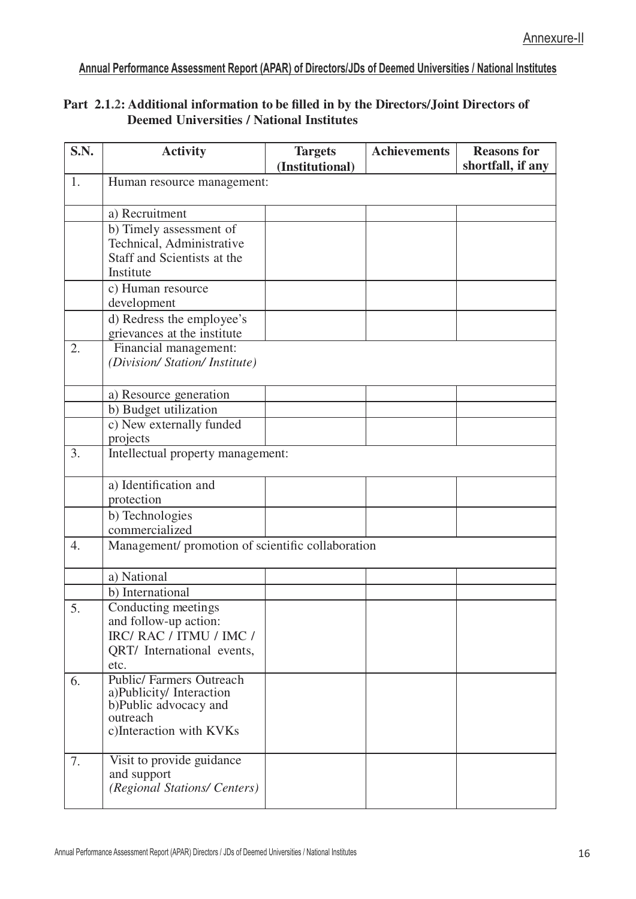Annexure-II

**Annual Performance Assessment Report (APAR) of Directors/JDs of Deemed Universities / National Institutes**

**Part 2.1.2: Additional information to be filled in by the Directors/Joint Directors of Deemed Universities / National Institutes**

| S.N. | Activity | Targets (Institutional) | Achievements | Reasons for shortfall, if any |
|---|---|---|---|---|
| 1. | Human resource management: | | | |
| | a) Recruitment | | | |
| | b) Timely assessment of Technical, Administrative Staff and Scientists at the Institute | | | |
| | c) Human resource development | | | |
| | d) Redress the employee's grievances at the institute | | | |
| 2. | Financial management: *(Division/ Station/ Institute)* | | | |
| | a) Resource generation | | | |
| | b) Budget utilization | | | |
| | c) New externally funded projects | | | |
| 3. | Intellectual property management: | | | |
| | a) Identification and protection | | | |
| | b) Technologies commercialized | | | |
| 4. | Management/ promotion of scientific collaboration | | | |
| | a) National | | | |
| | b) International | | | |
| 5. | Conducting meetings and follow-up action: IRC/ RAC / ITMU / IMC / QRT/ International events, etc. | | | |
| 6. | Public/ Farmers Outreach a)Publicity/ Interaction b)Public advocacy and outreach c)Interaction with KVKs | | | |
| 7. | Visit to provide guidance and support *(Regional Stations/ Centers)* | | | |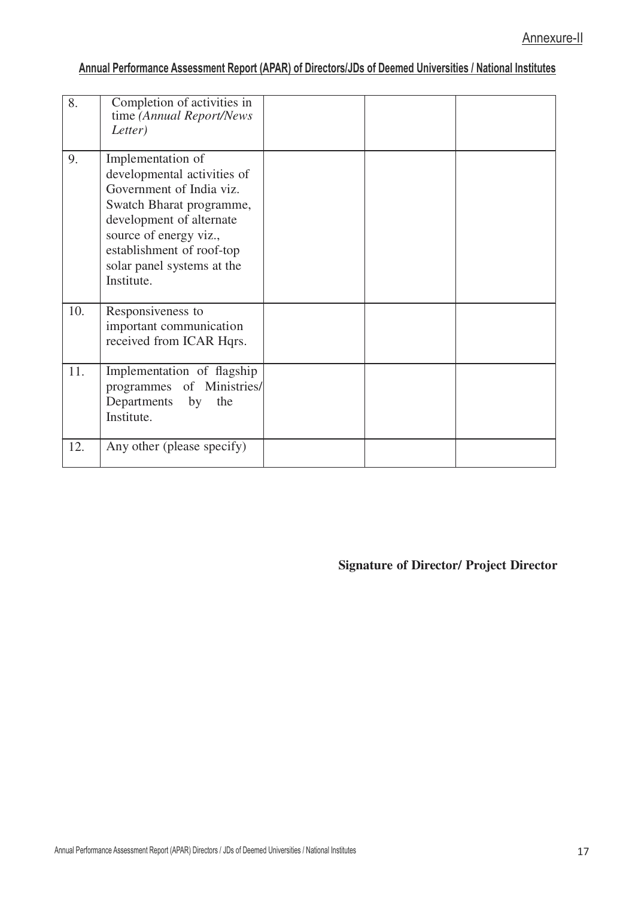Annexure-II

**Annual Performance Assessment Report (APAR) of Directors/JDs of Deemed Universities / National Institutes**

| | | | | |
|---|---|---|---|---|
| 8. | Completion of activities in time *(Annual Report/News Letter)* | | | |
| 9. | Implementation of developmental activities of Government of India viz. Swatch Bharat programme, development of alternate source of energy viz., establishment of roof-top solar panel systems at the Institute. | | | |
| 10. | Responsiveness to important communication received from ICAR Hqrs. | | | |
| 11. | Implementation of flagship programmes of Ministries/ Departments by the Institute. | | | |
| 12. | Any other (please specify) | | | |

**Signature of Director/ Project Director**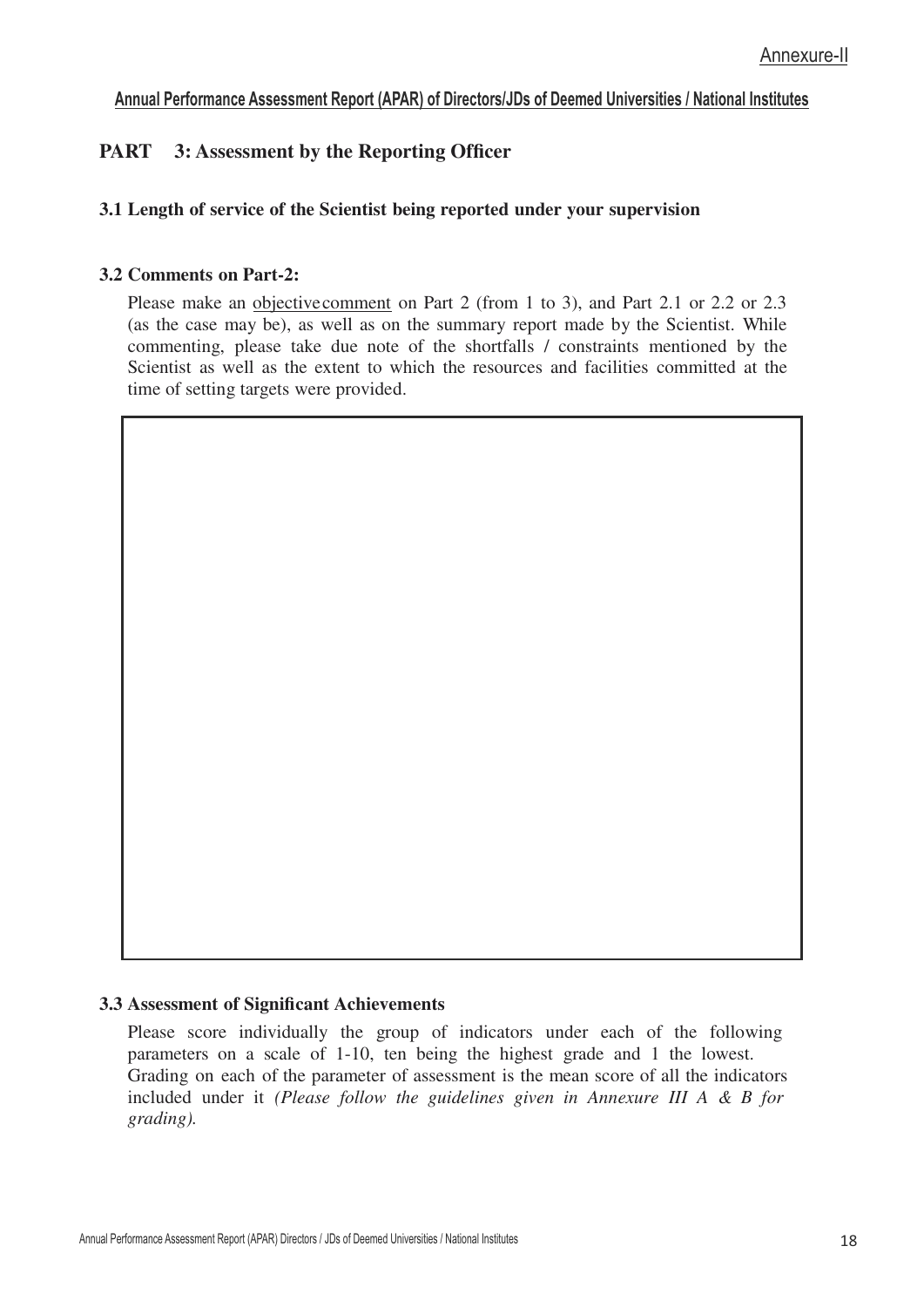Annexure-II

**Annual Performance Assessment Report (APAR) of Directors/JDs of Deemed Universities / National Institutes**

## PART 3: Assessment by the Reporting Officer

**3.1 Length of service of the Scientist being reported under your supervision**

**3.2 Comments on Part-2:**

Please make an objective comment on Part 2 (from 1 to 3), and Part 2.1 or 2.2 or 2.3 (as the case may be), as well as on the summary report made by the Scientist. While commenting, please take due note of the shortfalls / constraints mentioned by the Scientist as well as the extent to which the resources and facilities committed at the time of setting targets were provided.

| |
|---|
| |

**3.3 Assessment of Significant Achievements**

Please score individually the group of indicators under each of the following parameters on a scale of 1-10, ten being the highest grade and 1 the lowest. Grading on each of the parameter of assessment is the mean score of all the indicators included under it *(Please follow the guidelines given in Annexure III A & B for grading).*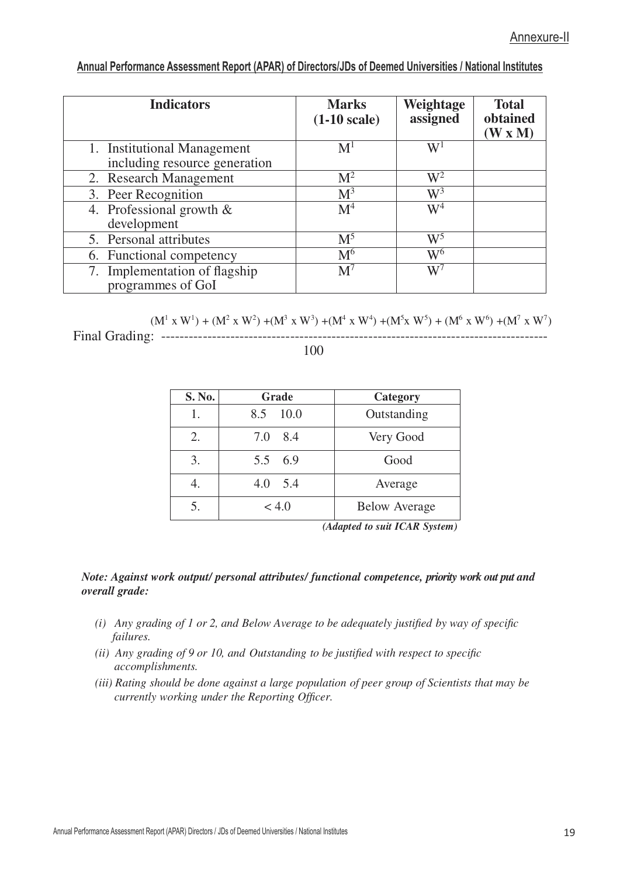Annexure-II

## Annual Performance Assessment Report (APAR) of Directors/JDs of Deemed Universities / National Institutes

| Indicators | Marks (1-10 scale) | Weightage assigned | Total obtained (W x M) |
|---|---|---|---|
| 1. Institutional Management including resource generation | $M^1$ | $W^1$ | |
| 2. Research Management | $M^2$ | $W^2$ | |
| 3. Peer Recognition | $M^3$ | $W^3$ | |
| 4. Professional growth & development | $M^4$ | $W^4$ | |
| 5. Personal attributes | $M^5$ | $W^5$ | |
| 6. Functional competency | $M^6$ | $W^6$ | |
| 7. Implementation of flagship programmes of GoI | $M^7$ | $W^7$ | |

$$\text{Final Grading: } \frac{(M^1 \times W^1) + (M^2 \times W^2) + (M^3 \times W^3) + (M^4 \times W^4) + (M^5 \times W^5) + (M^6 \times W^6) + (M^7 \times W^7)}{100}$$

| S. No. | Grade | Category |
|---|---|---|
| 1. | 8.5 10.0 | Outstanding |
| 2. | 7.0 8.4 | Very Good |
| 3. | 5.5 6.9 | Good |
| 4. | 4.0 5.4 | Average |
| 5. | < 4.0 | Below Average |

*(Adapted to suit ICAR System)*

***Note: Against work output/ personal attributes/ functional competence, priority work out put and overall grade:***

*(i) Any grading of 1 or 2, and Below Average to be adequately justified by way of specific failures.*

*(ii) Any grading of 9 or 10, and Outstanding to be justified with respect to specific accomplishments.*

*(iii) Rating should be done against a large population of peer group of Scientists that may be currently working under the Reporting Officer.*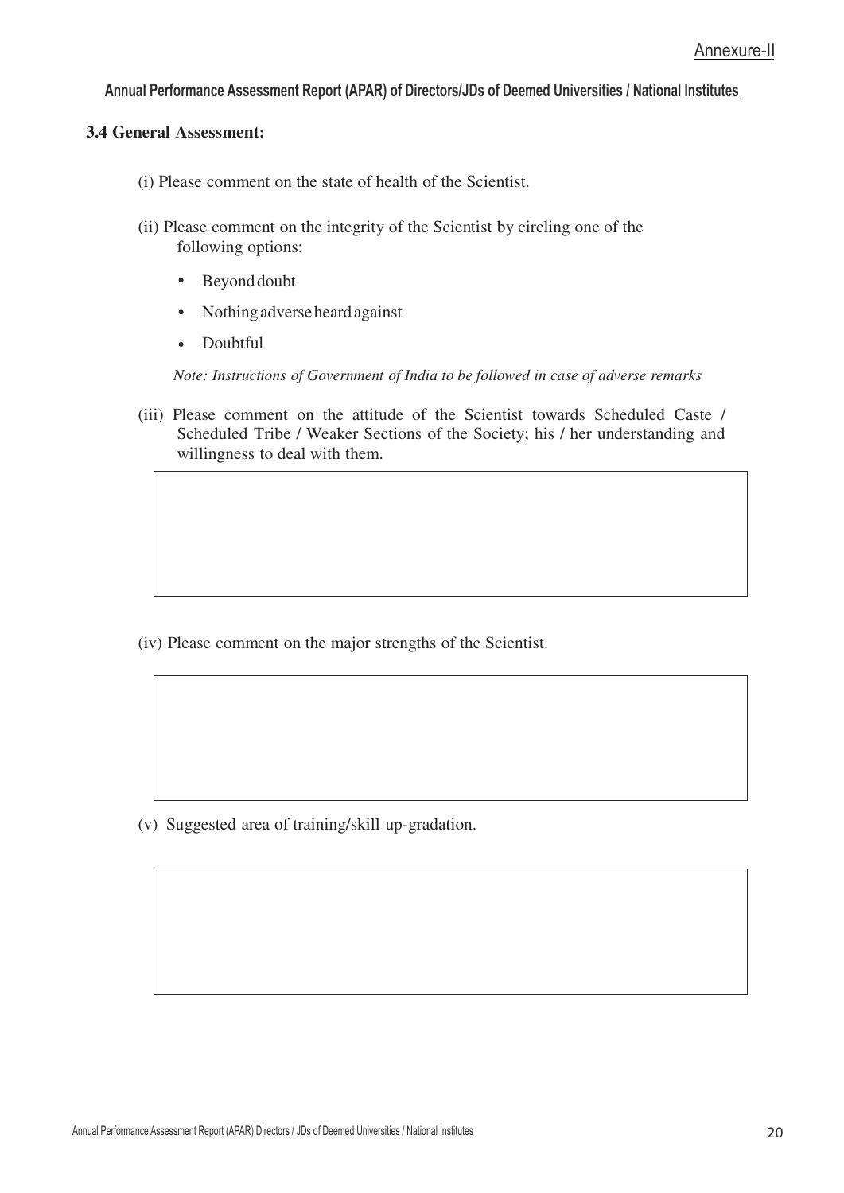Annexure-II

**Annual Performance Assessment Report (APAR) of Directors/JDs of Deemed Universities / National Institutes**

**3.4 General Assessment:**

(i) Please comment on the state of health of the Scientist.

(ii) Please comment on the integrity of the Scientist by circling one of the following options:

- Beyond doubt
- Nothing adverse heard against
- Doubtful

*Note: Instructions of Government of India to be followed in case of adverse remarks*

(iii) Please comment on the attitude of the Scientist towards Scheduled Caste / Scheduled Tribe / Weaker Sections of the Society; his / her understanding and willingness to deal with them.

| |
|---|
| |

(iv) Please comment on the major strengths of the Scientist.

| |
|---|
| |

(v) Suggested area of training/skill up-gradation.

| |
|---|
| |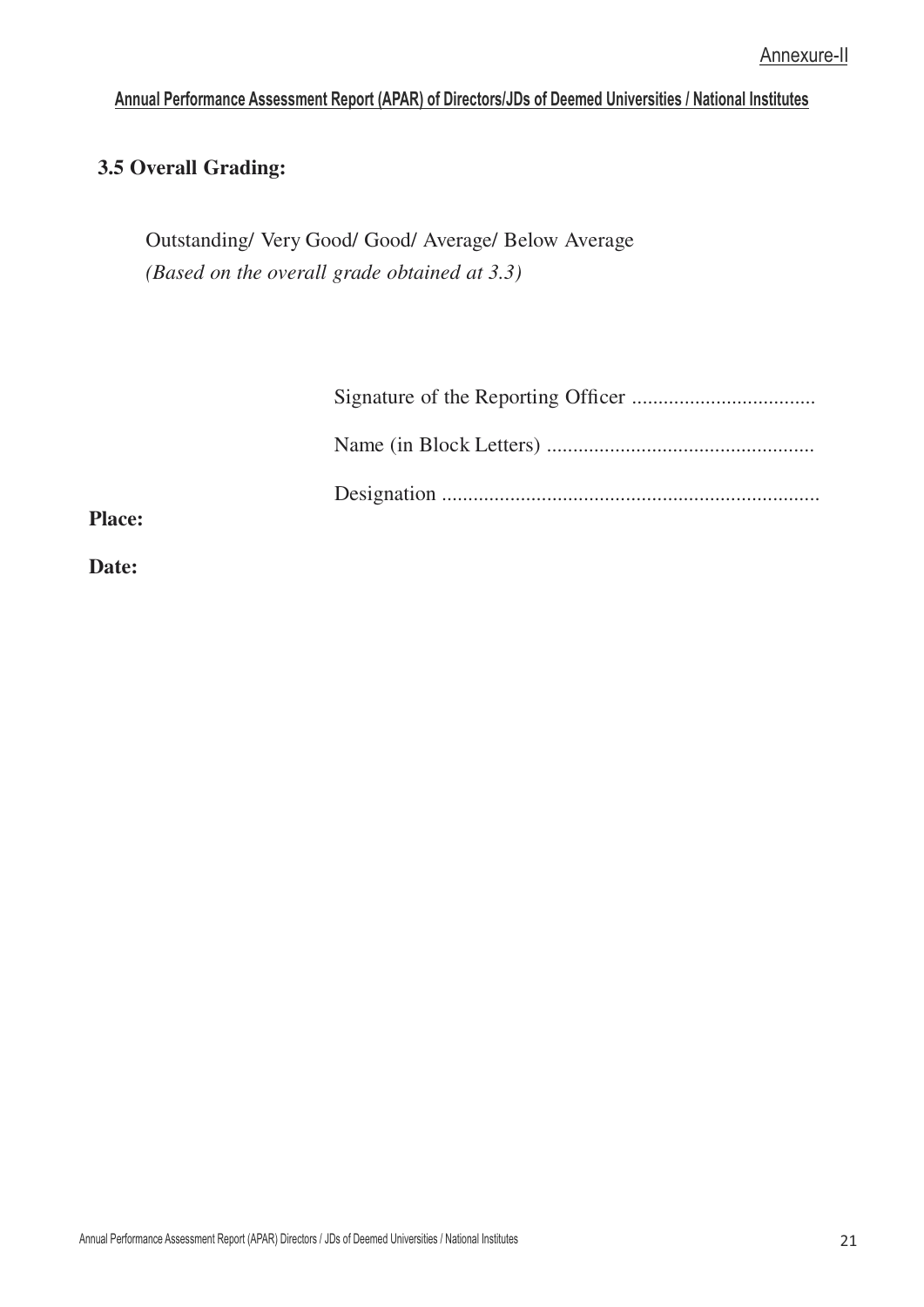Annexure-II

**Annual Performance Assessment Report (APAR) of Directors/JDs of Deemed Universities / National Institutes**

### 3.5 Overall Grading:

Outstanding/ Very Good/ Good/ Average/ Below Average
*(Based on the overall grade obtained at 3.3)*

Signature of the Reporting Officer ...................................

Name (in Block Letters) ..................................................

Designation .......................................................................

**Place:**

**Date:**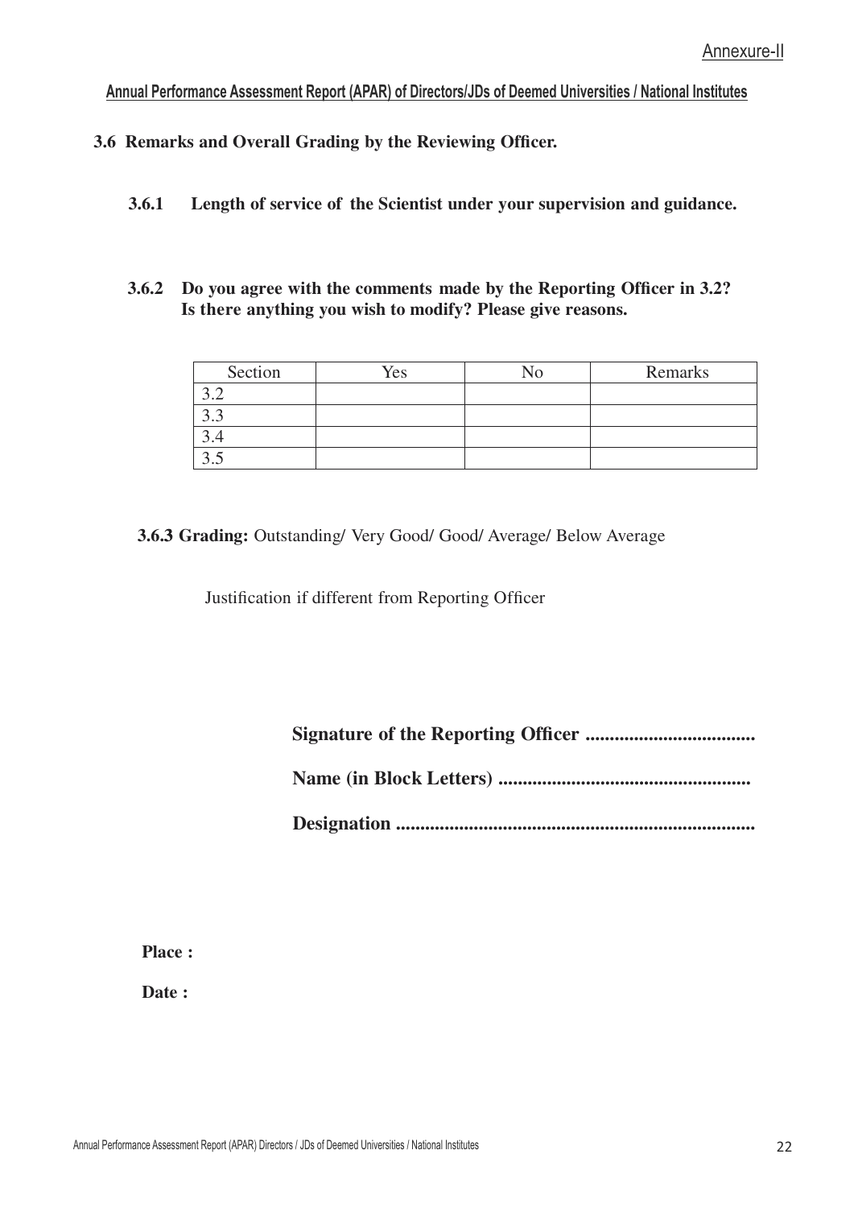Annexure-II

**Annual Performance Assessment Report (APAR) of Directors/JDs of Deemed Universities / National Institutes**

## 3.6 Remarks and Overall Grading by the Reviewing Officer.

**3.6.1 Length of service of the Scientist under your supervision and guidance.**

**3.6.2 Do you agree with the comments made by the Reporting Officer in 3.2? Is there anything you wish to modify? Please give reasons.**

| Section | Yes | No | Remarks |
| --- | --- | --- | --- |
| 3.2 | | | |
| 3.3 | | | |
| 3.4 | | | |
| 3.5 | | | |

**3.6.3 Grading:** Outstanding/ Very Good/ Good/ Average/ Below Average

Justification if different from Reporting Officer

**Signature of the Reporting Officer ..................................**

**Name (in Block Letters) ..................................................**

**Designation ........................................................................**

**Place :**

**Date :**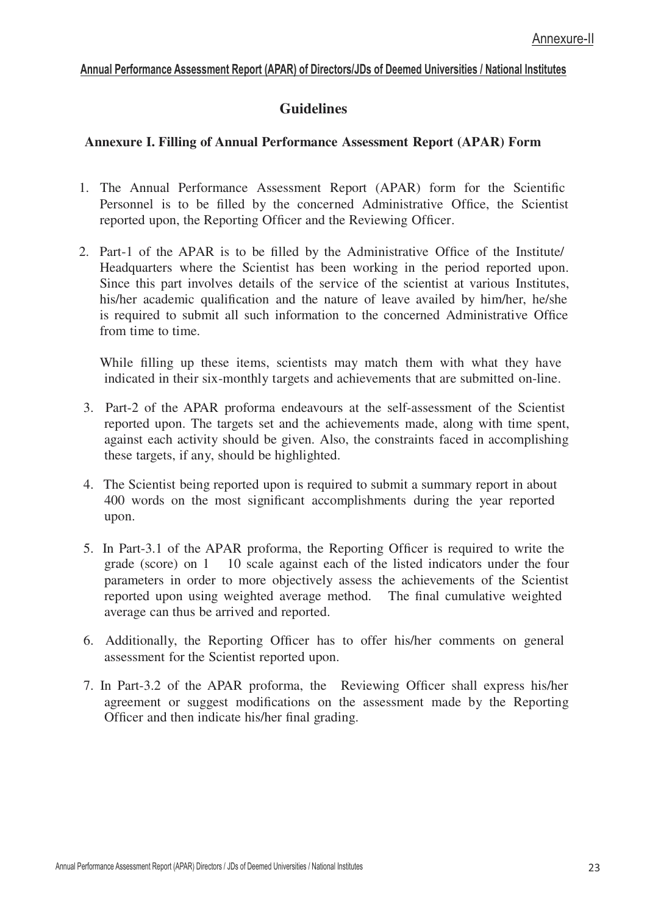Annexure-II

**Annual Performance Assessment Report (APAR) of Directors/JDs of Deemed Universities / National Institutes**

## Guidelines

### Annexure I. Filling of Annual Performance Assessment Report (APAR) Form

1. The Annual Performance Assessment Report (APAR) form for the Scientific Personnel is to be filled by the concerned Administrative Office, the Scientist reported upon, the Reporting Officer and the Reviewing Officer.

2. Part-1 of the APAR is to be filled by the Administrative Office of the Institute/ Headquarters where the Scientist has been working in the period reported upon. Since this part involves details of the service of the scientist at various Institutes, his/her academic qualification and the nature of leave availed by him/her, he/she is required to submit all such information to the concerned Administrative Office from time to time.

   While filling up these items, scientists may match them with what they have indicated in their six-monthly targets and achievements that are submitted on-line.

3. Part-2 of the APAR proforma endeavours at the self-assessment of the Scientist reported upon. The targets set and the achievements made, along with time spent, against each activity should be given. Also, the constraints faced in accomplishing these targets, if any, should be highlighted.

4. The Scientist being reported upon is required to submit a summary report in about 400 words on the most significant accomplishments during the year reported upon.

5. In Part-3.1 of the APAR proforma, the Reporting Officer is required to write the grade (score) on 1 10 scale against each of the listed indicators under the four parameters in order to more objectively assess the achievements of the Scientist reported upon using weighted average method. The final cumulative weighted average can thus be arrived and reported.

6. Additionally, the Reporting Officer has to offer his/her comments on general assessment for the Scientist reported upon.

7. In Part-3.2 of the APAR proforma, the Reviewing Officer shall express his/her agreement or suggest modifications on the assessment made by the Reporting Officer and then indicate his/her final grading.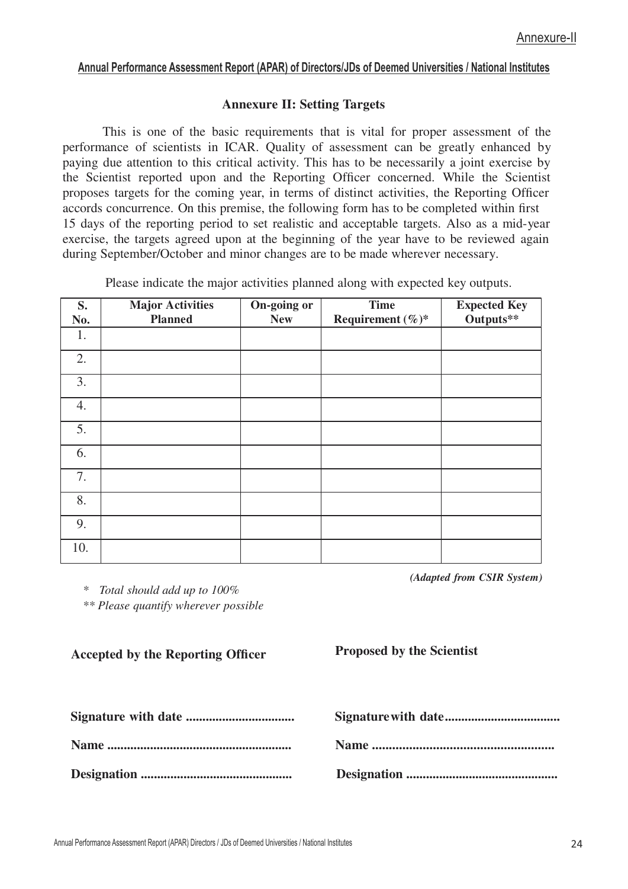Annexure-II

**Annual Performance Assessment Report (APAR) of Directors/JDs of Deemed Universities / National Institutes**

### Annexure II: Setting Targets

This is one of the basic requirements that is vital for proper assessment of the performance of scientists in ICAR. Quality of assessment can be greatly enhanced by paying due attention to this critical activity. This has to be necessarily a joint exercise by the Scientist reported upon and the Reporting Officer concerned. While the Scientist proposes targets for the coming year, in terms of distinct activities, the Reporting Officer accords concurrence. On this premise, the following form has to be completed within first 15 days of the reporting period to set realistic and acceptable targets. Also as a mid-year exercise, the targets agreed upon at the beginning of the year have to be reviewed again during September/October and minor changes are to be made wherever necessary.

Please indicate the major activities planned along with expected key outputs.

| S. No. | Major Activities Planned | On-going or New | Time Requirement (%)* | Expected Key Outputs** |
|---|---|---|---|---|
| 1. | | | | |
| 2. | | | | |
| 3. | | | | |
| 4. | | | | |
| 5. | | | | |
| 6. | | | | |
| 7. | | | | |
| 8. | | | | |
| 9. | | | | |
| 10. | | | | |

***(Adapted from CSIR System)***

\* *Total should add up to 100%*

** *Please quantify wherever possible*

**Accepted by the Reporting Officer**

**Signature with date ................................**

**Name .......................................................**

**Designation .............................................**

**Proposed by the Scientist**

**Signature with date..................................**

**Name .....................................................**

**Designation .............................................**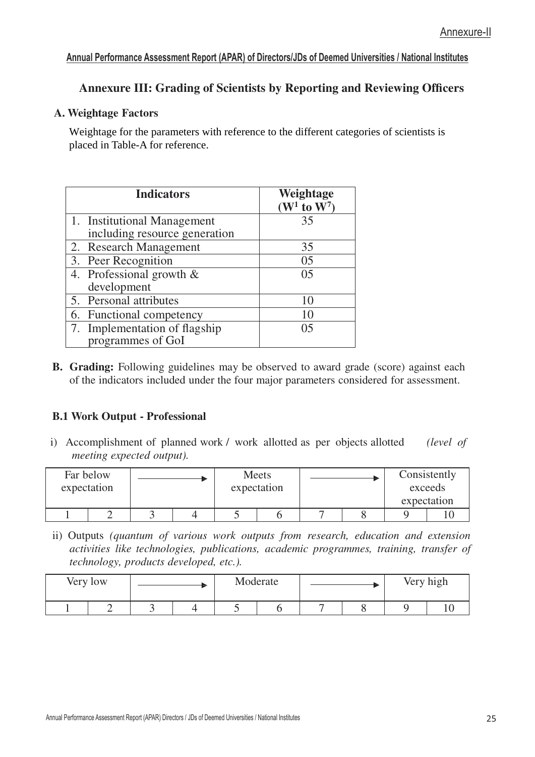Annexure-II

**Annual Performance Assessment Report (APAR) of Directors/JDs of Deemed Universities / National Institutes**

## Annexure III: Grading of Scientists by Reporting and Reviewing Officers

### A. Weightage Factors

Weightage for the parameters with reference to the different categories of scientists is placed in Table-A for reference.

| Indicators | Weightage ($W^1$ to $W^7$) |
|---|---|
| 1. Institutional Management including resource generation | 35 |
| 2. Research Management | 35 |
| 3. Peer Recognition | 05 |
| 4. Professional growth & development | 05 |
| 5. Personal attributes | 10 |
| 6. Functional competency | 10 |
| 7. Implementation of flagship programmes of GoI | 05 |

**B. Grading:** Following guidelines may be observed to award grade (score) against each of the indicators included under the four major parameters considered for assessment.

### B.1 Work Output - Professional

i) Accomplishment of planned work / work allotted as per objects allotted *(level of meeting expected output).*

| Far below expectation | | → | | Meets expectation | | → | | Consistently exceeds expectation | |
|---|---|---|---|---|---|---|---|---|---|
| 1 | 2 | 3 | 4 | 5 | 6 | 7 | 8 | 9 | 10 |

ii) Outputs *(quantum of various work outputs from research, education and extension activities like technologies, publications, academic programmes, training, transfer of technology, products developed, etc.).*

| Very low | | → | | Moderate | | → | | Very high | |
|---|---|---|---|---|---|---|---|---|---|
| 1 | 2 | 3 | 4 | 5 | 6 | 7 | 8 | 9 | 10 |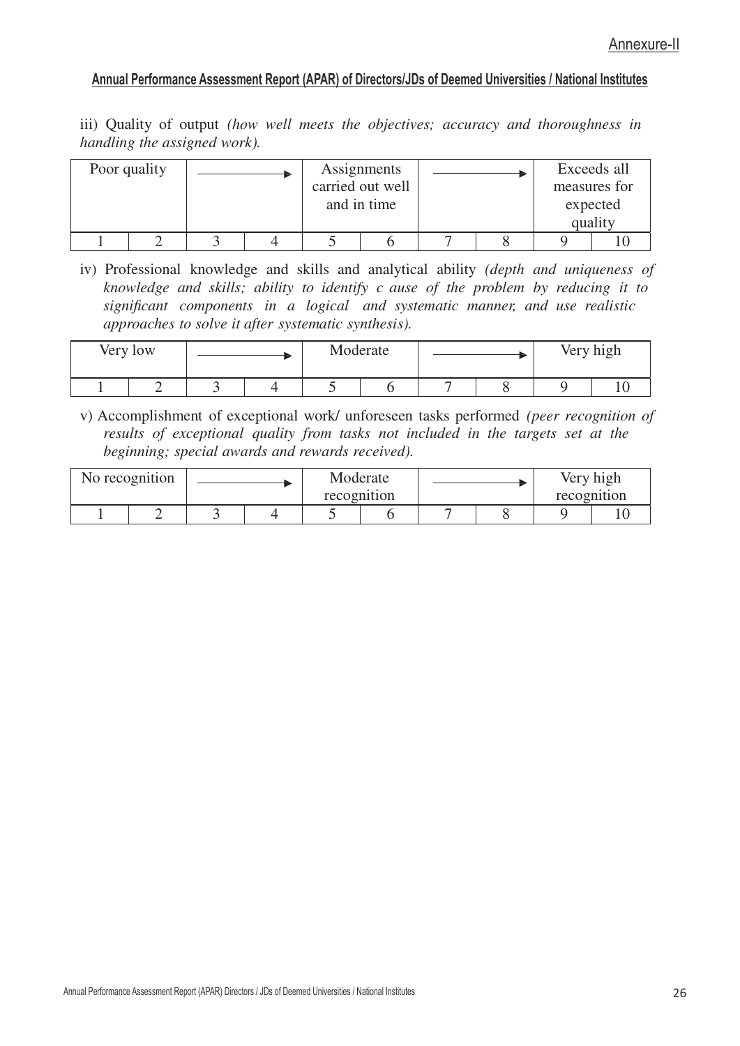Annexure-II

**Annual Performance Assessment Report (APAR) of Directors/JDs of Deemed Universities / National Institutes**

iii) Quality of output *(how well meets the objectives; accuracy and thoroughness in handling the assigned work).*

| Poor quality | | → | | Assignments carried out well and in time | | → | | Exceeds all measures for expected quality | |
|---|---|---|---|---|---|---|---|---|---|
| 1 | 2 | 3 | 4 | 5 | 6 | 7 | 8 | 9 | 10 |

iv) Professional knowledge and skills and analytical ability *(depth and uniqueness of knowledge and skills; ability to identify c ause of the problem by reducing it to significant components in a logical and systematic manner, and use realistic approaches to solve it after systematic synthesis).*

| Very low | | → | | Moderate | | → | | Very high | |
|---|---|---|---|---|---|---|---|---|---|
| 1 | 2 | 3 | 4 | 5 | 6 | 7 | 8 | 9 | 10 |

v) Accomplishment of exceptional work/ unforeseen tasks performed *(peer recognition of results of exceptional quality from tasks not included in the targets set at the beginning; special awards and rewards received).*

| No recognition | | → | | Moderate recognition | | → | | Very high recognition | |
|---|---|---|---|---|---|---|---|---|---|
| 1 | 2 | 3 | 4 | 5 | 6 | 7 | 8 | 9 | 10 |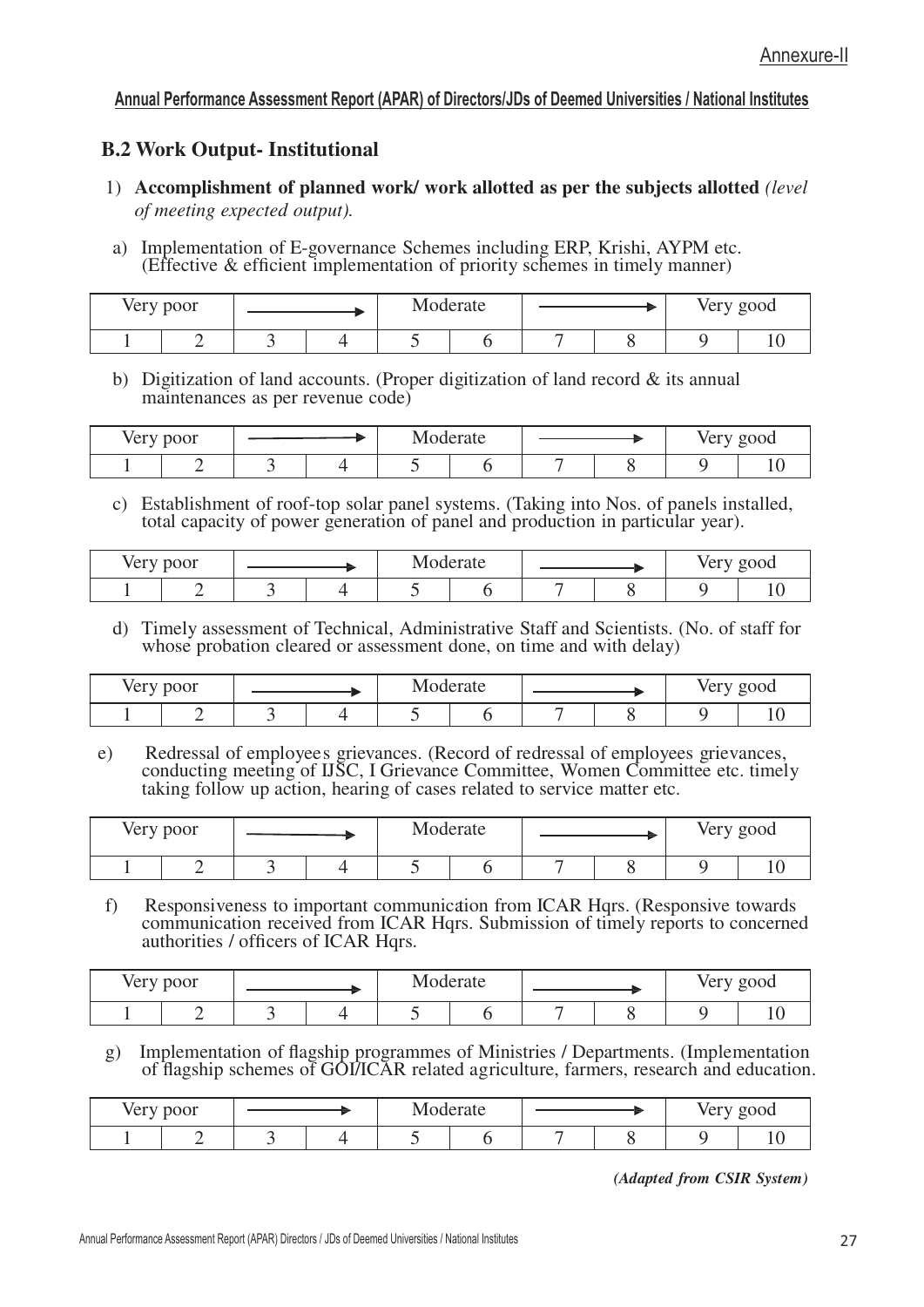Annexure-II

**Annual Performance Assessment Report (APAR) of Directors/JDs of Deemed Universities / National Institutes**

## B.2 Work Output- Institutional

1) **Accomplishment of planned work/ work allotted as per the subjects allotted** *(level of meeting expected output).*

a) Implementation of E-governance Schemes including ERP, Krishi, AYPM etc. (Effective & efficient implementation of priority schemes in timely manner)

| Very poor | | → | | Moderate | | → | | Very good | |
|---|---|---|---|---|---|---|---|---|---|
| 1 | 2 | 3 | 4 | 5 | 6 | 7 | 8 | 9 | 10 |

b) Digitization of land accounts. (Proper digitization of land record & its annual maintenances as per revenue code)

| Very poor | | → | | Moderate | | → | | Very good | |
|---|---|---|---|---|---|---|---|---|---|
| 1 | 2 | 3 | 4 | 5 | 6 | 7 | 8 | 9 | 10 |

c) Establishment of roof-top solar panel systems. (Taking into Nos. of panels installed, total capacity of power generation of panel and production in particular year).

| Very poor | | → | | Moderate | | → | | Very good | |
|---|---|---|---|---|---|---|---|---|---|
| 1 | 2 | 3 | 4 | 5 | 6 | 7 | 8 | 9 | 10 |

d) Timely assessment of Technical, Administrative Staff and Scientists. (No. of staff for whose probation cleared or assessment done, on time and with delay)

| Very poor | | → | | Moderate | | → | | Very good | |
|---|---|---|---|---|---|---|---|---|---|
| 1 | 2 | 3 | 4 | 5 | 6 | 7 | 8 | 9 | 10 |

e) Redressal of employees grievances. (Record of redressal of employees grievances, conducting meeting of IJSC, I Grievance Committee, Women Committee etc. timely taking follow up action, hearing of cases related to service matter etc.

| Very poor | | → | | Moderate | | → | | Very good | |
|---|---|---|---|---|---|---|---|---|---|
| 1 | 2 | 3 | 4 | 5 | 6 | 7 | 8 | 9 | 10 |

f) Responsiveness to important communication from ICAR Hqrs. (Responsive towards communication received from ICAR Hqrs. Submission of timely reports to concerned authorities / officers of ICAR Hqrs.

| Very poor | | → | | Moderate | | → | | Very good | |
|---|---|---|---|---|---|---|---|---|---|
| 1 | 2 | 3 | 4 | 5 | 6 | 7 | 8 | 9 | 10 |

g) Implementation of flagship programmes of Ministries / Departments. (Implementation of flagship schemes of GOI/ICAR related agriculture, farmers, research and education.

| Very poor | | → | | Moderate | | → | | Very good | |
|---|---|---|---|---|---|---|---|---|---|
| 1 | 2 | 3 | 4 | 5 | 6 | 7 | 8 | 9 | 10 |

***(Adapted from CSIR System)***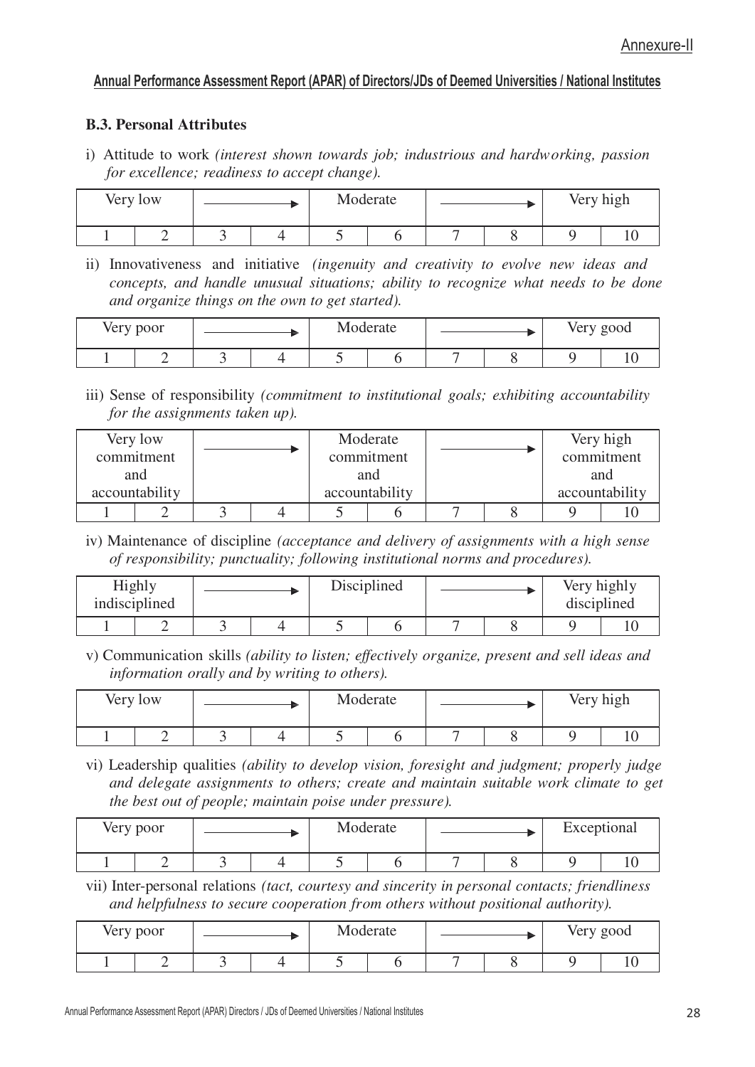Annexure-II

**Annual Performance Assessment Report (APAR) of Directors/JDs of Deemed Universities / National Institutes**

### B.3. Personal Attributes

i) Attitude to work *(interest shown towards job; industrious and hardworking, passion for excellence; readiness to accept change).*

| Very low | | ——→ | | Moderate | | ——→ | | Very high | |
|---|---|---|---|---|---|---|---|---|---|
| 1 | 2 | 3 | 4 | 5 | 6 | 7 | 8 | 9 | 10 |

ii) Innovativeness and initiative *(ingenuity and creativity to evolve new ideas and concepts, and handle unusual situations; ability to recognize what needs to be done and organize things on the own to get started).*

| Very poor | | ——→ | | Moderate | | ——→ | | Very good | |
|---|---|---|---|---|---|---|---|---|---|
| 1 | 2 | 3 | 4 | 5 | 6 | 7 | 8 | 9 | 10 |

iii) Sense of responsibility *(commitment to institutional goals; exhibiting accountability for the assignments taken up).*

| Very low commitment and accountability | | ——→ | | Moderate commitment and accountability | | ——→ | | Very high commitment and accountability | |
|---|---|---|---|---|---|---|---|---|---|
| 1 | 2 | 3 | 4 | 5 | 6 | 7 | 8 | 9 | 10 |

iv) Maintenance of discipline *(acceptance and delivery of assignments with a high sense of responsibility; punctuality; following institutional norms and procedures).*

| Highly indisciplined | | ——→ | | Disciplined | | ——→ | | Very highly disciplined | |
|---|---|---|---|---|---|---|---|---|---|
| 1 | 2 | 3 | 4 | 5 | 6 | 7 | 8 | 9 | 10 |

v) Communication skills *(ability to listen; effectively organize, present and sell ideas and information orally and by writing to others).*

| Very low | | ——→ | | Moderate | | ——→ | | Very high | |
|---|---|---|---|---|---|---|---|---|---|
| 1 | 2 | 3 | 4 | 5 | 6 | 7 | 8 | 9 | 10 |

vi) Leadership qualities *(ability to develop vision, foresight and judgment; properly judge and delegate assignments to others; create and maintain suitable work climate to get the best out of people; maintain poise under pressure).*

| Very poor | | ——→ | | Moderate | | ——→ | | Exceptional | |
|---|---|---|---|---|---|---|---|---|---|
| 1 | 2 | 3 | 4 | 5 | 6 | 7 | 8 | 9 | 10 |

vii) Inter-personal relations *(tact, courtesy and sincerity in personal contacts; friendliness and helpfulness to secure cooperation from others without positional authority).*

| Very poor | | ——→ | | Moderate | | ——→ | | Very good | |
|---|---|---|---|---|---|---|---|---|---|
| 1 | 2 | 3 | 4 | 5 | 6 | 7 | 8 | 9 | 10 |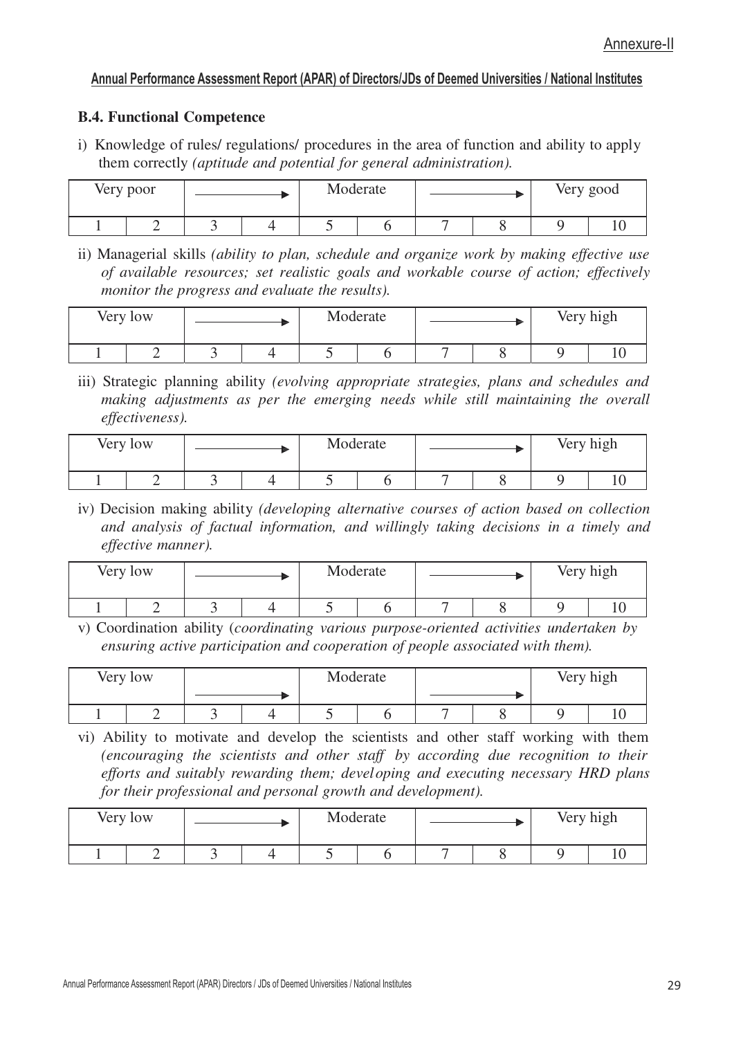Annexure-II

**Annual Performance Assessment Report (APAR) of Directors/JDs of Deemed Universities / National Institutes**

**B.4. Functional Competence**

i) Knowledge of rules/ regulations/ procedures in the area of function and ability to apply them correctly *(aptitude and potential for general administration).*

| Very poor | | ⟶ | | Moderate | | ⟶ | | Very good | |
|---|---|---|---|---|---|---|---|---|---|
| 1 | 2 | 3 | 4 | 5 | 6 | 7 | 8 | 9 | 10 |

ii) Managerial skills *(ability to plan, schedule and organize work by making effective use of available resources; set realistic goals and workable course of action; effectively monitor the progress and evaluate the results).*

| Very low | | ⟶ | | Moderate | | ⟶ | | Very high | |
|---|---|---|---|---|---|---|---|---|---|
| 1 | 2 | 3 | 4 | 5 | 6 | 7 | 8 | 9 | 10 |

iii) Strategic planning ability *(evolving appropriate strategies, plans and schedules and making adjustments as per the emerging needs while still maintaining the overall effectiveness).*

| Very low | | ⟶ | | Moderate | | ⟶ | | Very high | |
|---|---|---|---|---|---|---|---|---|---|
| 1 | 2 | 3 | 4 | 5 | 6 | 7 | 8 | 9 | 10 |

iv) Decision making ability *(developing alternative courses of action based on collection and analysis of factual information, and willingly taking decisions in a timely and effective manner).*

| Very low | | ⟶ | | Moderate | | ⟶ | | Very high | |
|---|---|---|---|---|---|---|---|---|---|
| 1 | 2 | 3 | 4 | 5 | 6 | 7 | 8 | 9 | 10 |

v) Coordination ability (*coordinating various purpose-oriented activities undertaken by ensuring active participation and cooperation of people associated with them).*

| Very low | | ⟶ | | Moderate | | ⟶ | | Very high | |
|---|---|---|---|---|---|---|---|---|---|
| 1 | 2 | 3 | 4 | 5 | 6 | 7 | 8 | 9 | 10 |

vi) Ability to motivate and develop the scientists and other staff working with them *(encouraging the scientists and other staff by according due recognition to their efforts and suitably rewarding them; developing and executing necessary HRD plans for their professional and personal growth and development).*

| Very low | | ⟶ | | Moderate | | ⟶ | | Very high | |
|---|---|---|---|---|---|---|---|---|---|
| 1 | 2 | 3 | 4 | 5 | 6 | 7 | 8 | 9 | 10 |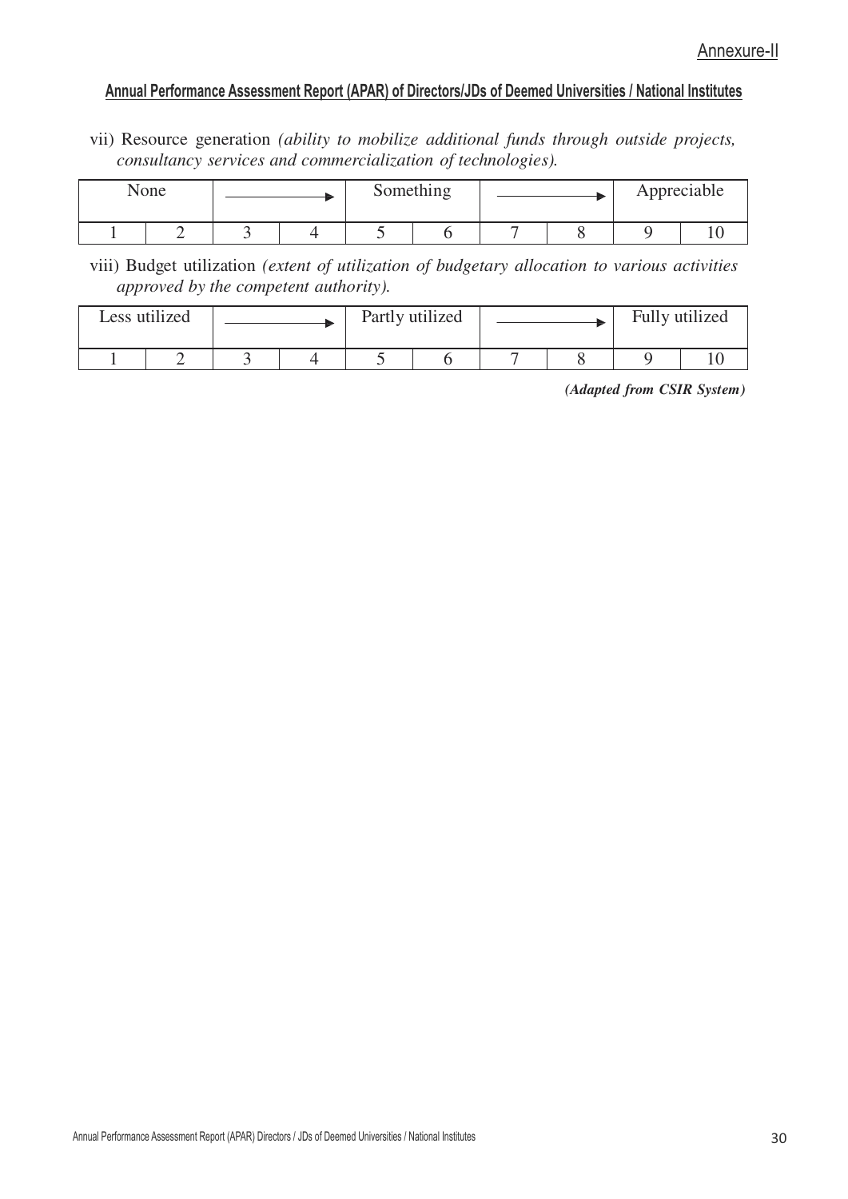Annexure-II

**Annual Performance Assessment Report (APAR) of Directors/JDs of Deemed Universities / National Institutes**

vii) Resource generation *(ability to mobilize additional funds through outside projects, consultancy services and commercialization of technologies).*

| None | | → | | Something | | → | | Appreciable | |
|---|---|---|---|---|---|---|---|---|---|
| 1 | 2 | 3 | 4 | 5 | 6 | 7 | 8 | 9 | 10 |

viii) Budget utilization *(extent of utilization of budgetary allocation to various activities approved by the competent authority).*

| Less utilized | | → | | Partly utilized | | → | | Fully utilized | |
|---|---|---|---|---|---|---|---|---|---|
| 1 | 2 | 3 | 4 | 5 | 6 | 7 | 8 | 9 | 10 |

***(Adapted from CSIR System)***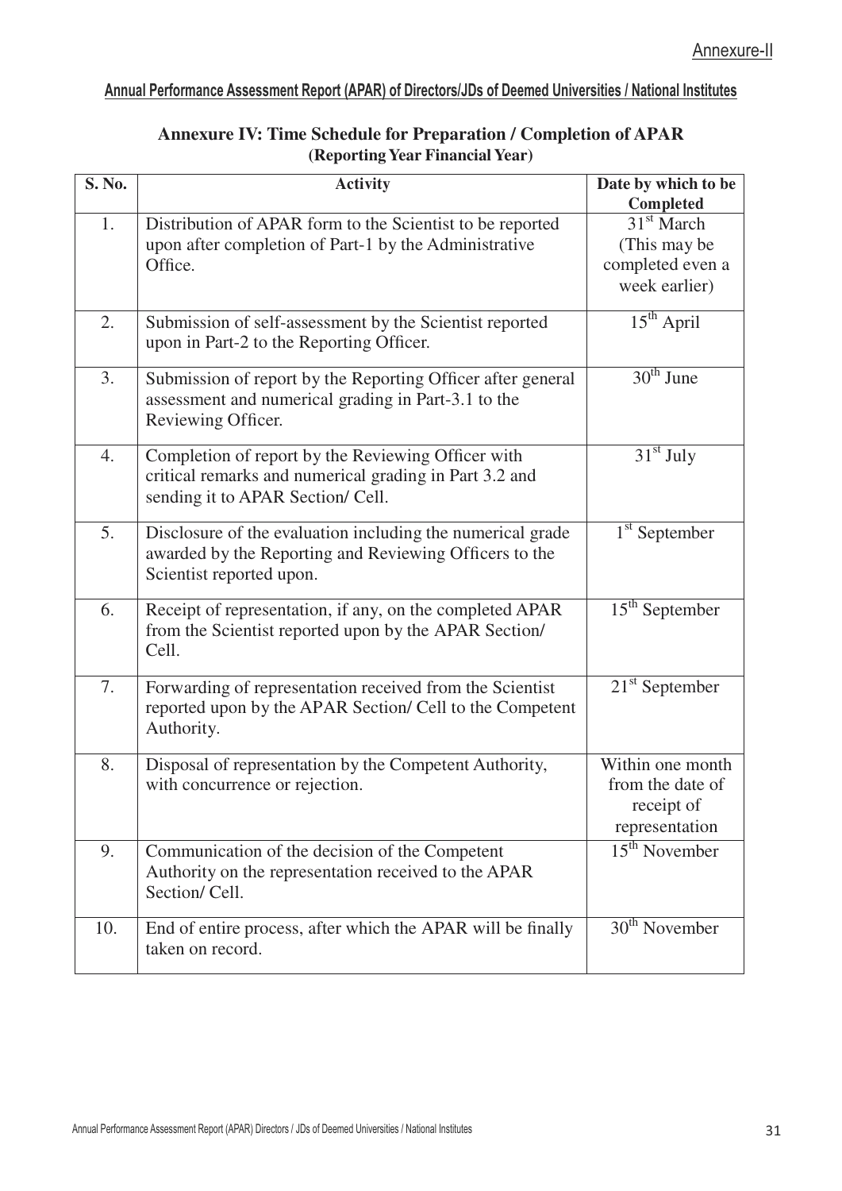Annexure-II

**Annual Performance Assessment Report (APAR) of Directors/JDs of Deemed Universities / National Institutes**

## Annexure IV: Time Schedule for Preparation / Completion of APAR

**(Reporting Year Financial Year)**

| S. No. | Activity | Date by which to be Completed |
|---|---|---|
| 1. | Distribution of APAR form to the Scientist to be reported upon after completion of Part-1 by the Administrative Office. | 31st March (This may be completed even a week earlier) |
| 2. | Submission of self-assessment by the Scientist reported upon in Part-2 to the Reporting Officer. | 15th April |
| 3. | Submission of report by the Reporting Officer after general assessment and numerical grading in Part-3.1 to the Reviewing Officer. | 30th June |
| 4. | Completion of report by the Reviewing Officer with critical remarks and numerical grading in Part 3.2 and sending it to APAR Section/ Cell. | 31st July |
| 5. | Disclosure of the evaluation including the numerical grade awarded by the Reporting and Reviewing Officers to the Scientist reported upon. | 1st September |
| 6. | Receipt of representation, if any, on the completed APAR from the Scientist reported upon by the APAR Section/ Cell. | 15th September |
| 7. | Forwarding of representation received from the Scientist reported upon by the APAR Section/ Cell to the Competent Authority. | 21st September |
| 8. | Disposal of representation by the Competent Authority, with concurrence or rejection. | Within one month from the date of receipt of representation |
| 9. | Communication of the decision of the Competent Authority on the representation received to the APAR Section/ Cell. | 15th November |
| 10. | End of entire process, after which the APAR will be finally taken on record. | 30th November |